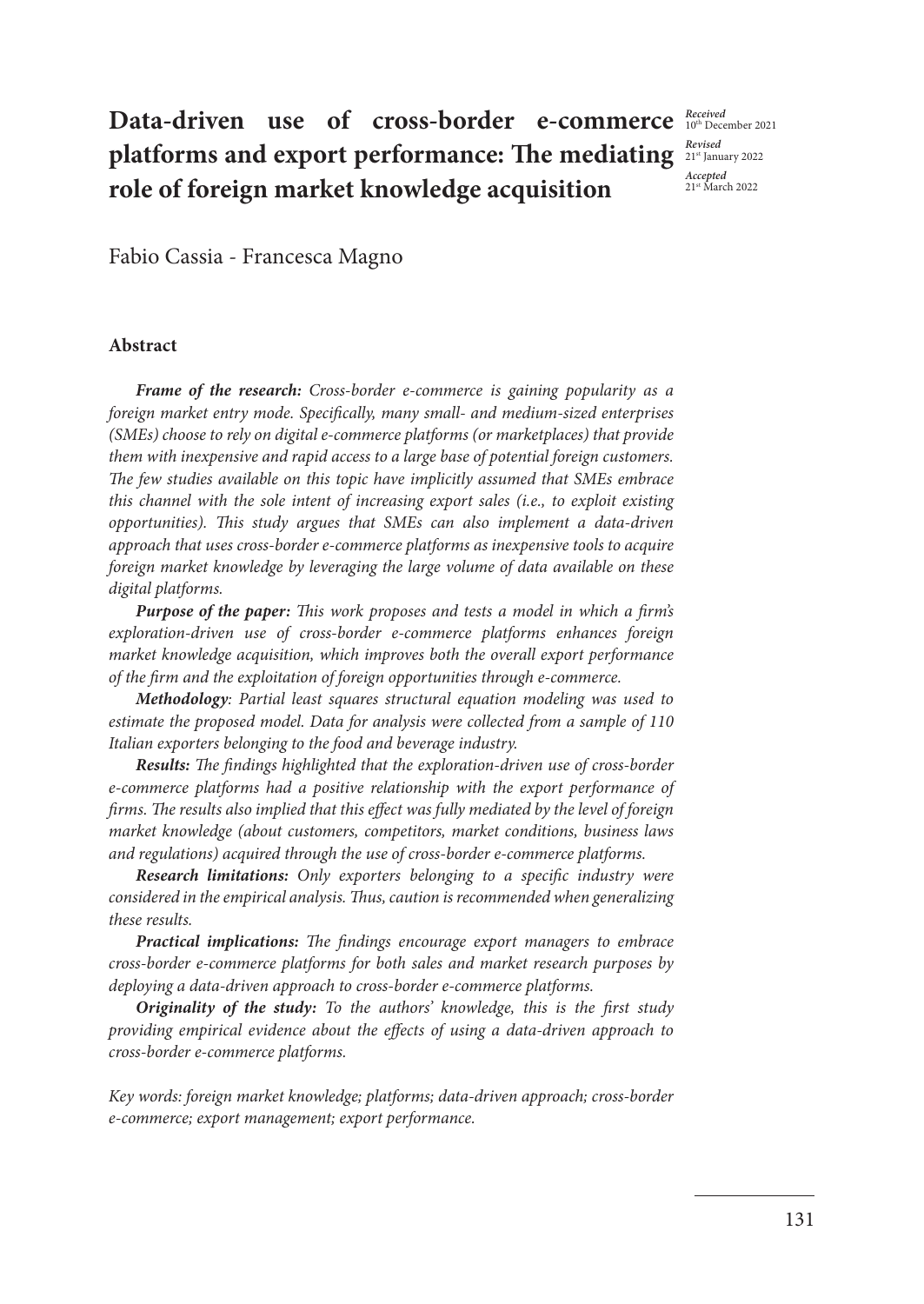# Data-driven use of cross-border e-commerce platforms and export performance: The mediating role of foreign market knowledge acquisition

*Received* 10th December 2021
*Revised* 21st January 2022
*Accepted* 21st March 2022

Fabio Cassia - Francesca Magno

## Abstract

***Frame of the research:*** *Cross-border e-commerce is gaining popularity as a foreign market entry mode. Specifically, many small- and medium-sized enterprises (SMEs) choose to rely on digital e-commerce platforms (or marketplaces) that provide them with inexpensive and rapid access to a large base of potential foreign customers. The few studies available on this topic have implicitly assumed that SMEs embrace this channel with the sole intent of increasing export sales (i.e., to exploit existing opportunities). This study argues that SMEs can also implement a data-driven approach that uses cross-border e-commerce platforms as inexpensive tools to acquire foreign market knowledge by leveraging the large volume of data available on these digital platforms.*

***Purpose of the paper:*** *This work proposes and tests a model in which a firm's exploration-driven use of cross-border e-commerce platforms enhances foreign market knowledge acquisition, which improves both the overall export performance of the firm and the exploitation of foreign opportunities through e-commerce.*

***Methodology****: Partial least squares structural equation modeling was used to estimate the proposed model. Data for analysis were collected from a sample of 110 Italian exporters belonging to the food and beverage industry.*

***Results:*** *The findings highlighted that the exploration-driven use of cross-border e-commerce platforms had a positive relationship with the export performance of firms. The results also implied that this effect was fully mediated by the level of foreign market knowledge (about customers, competitors, market conditions, business laws and regulations) acquired through the use of cross-border e-commerce platforms.*

***Research limitations:*** *Only exporters belonging to a specific industry were considered in the empirical analysis. Thus, caution is recommended when generalizing these results.*

***Practical implications:*** *The findings encourage export managers to embrace cross-border e-commerce platforms for both sales and market research purposes by deploying a data-driven approach to cross-border e-commerce platforms.*

***Originality of the study:*** *To the authors' knowledge, this is the first study providing empirical evidence about the effects of using a data-driven approach to cross-border e-commerce platforms.*

*Key words: foreign market knowledge; platforms; data-driven approach; cross-border e-commerce; export management; export performance.*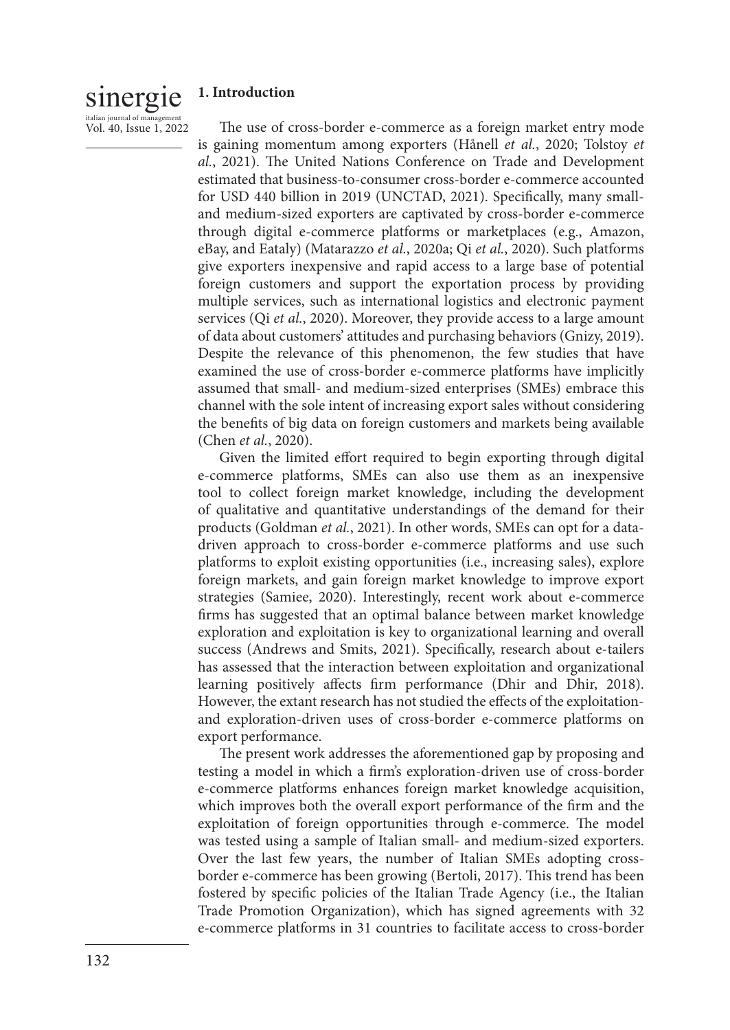## 1. Introduction

The use of cross-border e-commerce as a foreign market entry mode is gaining momentum among exporters (Hånell *et al.*, 2020; Tolstoy *et al.*, 2021). The United Nations Conference on Trade and Development estimated that business-to-consumer cross-border e-commerce accounted for USD 440 billion in 2019 (UNCTAD, 2021). Specifically, many small- and medium-sized exporters are captivated by cross-border e-commerce through digital e-commerce platforms or marketplaces (e.g., Amazon, eBay, and Eataly) (Matarazzo *et al.*, 2020a; Qi *et al.*, 2020). Such platforms give exporters inexpensive and rapid access to a large base of potential foreign customers and support the exportation process by providing multiple services, such as international logistics and electronic payment services (Qi *et al.*, 2020). Moreover, they provide access to a large amount of data about customers' attitudes and purchasing behaviors (Gnizy, 2019). Despite the relevance of this phenomenon, the few studies that have examined the use of cross-border e-commerce platforms have implicitly assumed that small- and medium-sized enterprises (SMEs) embrace this channel with the sole intent of increasing export sales without considering the benefits of big data on foreign customers and markets being available (Chen *et al.*, 2020).

Given the limited effort required to begin exporting through digital e-commerce platforms, SMEs can also use them as an inexpensive tool to collect foreign market knowledge, including the development of qualitative and quantitative understandings of the demand for their products (Goldman *et al.*, 2021). In other words, SMEs can opt for a data-driven approach to cross-border e-commerce platforms and use such platforms to exploit existing opportunities (i.e., increasing sales), explore foreign markets, and gain foreign market knowledge to improve export strategies (Samiee, 2020). Interestingly, recent work about e-commerce firms has suggested that an optimal balance between market knowledge exploration and exploitation is key to organizational learning and overall success (Andrews and Smits, 2021). Specifically, research about e-tailers has assessed that the interaction between exploitation and organizational learning positively affects firm performance (Dhir and Dhir, 2018). However, the extant research has not studied the effects of the exploitation- and exploration-driven uses of cross-border e-commerce platforms on export performance.

The present work addresses the aforementioned gap by proposing and testing a model in which a firm's exploration-driven use of cross-border e-commerce platforms enhances foreign market knowledge acquisition, which improves both the overall export performance of the firm and the exploitation of foreign opportunities through e-commerce. The model was tested using a sample of Italian small- and medium-sized exporters. Over the last few years, the number of Italian SMEs adopting cross-border e-commerce has been growing (Bertoli, 2017). This trend has been fostered by specific policies of the Italian Trade Agency (i.e., the Italian Trade Promotion Organization), which has signed agreements with 32 e-commerce platforms in 31 countries to facilitate access to cross-border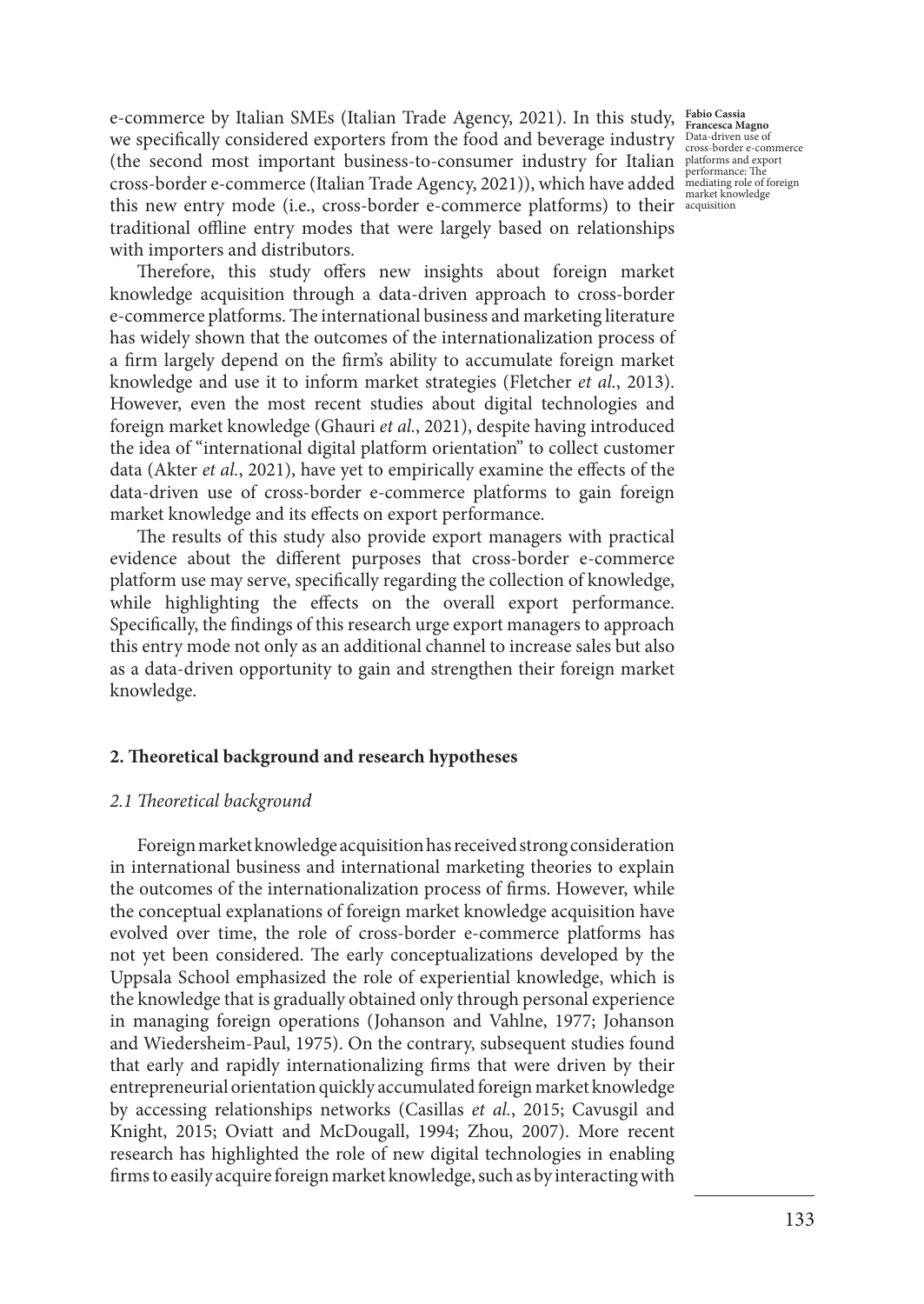e-commerce by Italian SMEs (Italian Trade Agency, 2021). In this study, we specifically considered exporters from the food and beverage industry (the second most important business-to-consumer industry for Italian cross-border e-commerce (Italian Trade Agency, 2021)), which have added this new entry mode (i.e., cross-border e-commerce platforms) to their traditional offline entry modes that were largely based on relationships with importers and distributors.

Therefore, this study offers new insights about foreign market knowledge acquisition through a data-driven approach to cross-border e-commerce platforms. The international business and marketing literature has widely shown that the outcomes of the internationalization process of a firm largely depend on the firm's ability to accumulate foreign market knowledge and use it to inform market strategies (Fletcher *et al.*, 2013). However, even the most recent studies about digital technologies and foreign market knowledge (Ghauri *et al.*, 2021), despite having introduced the idea of "international digital platform orientation" to collect customer data (Akter *et al.*, 2021), have yet to empirically examine the effects of the data-driven use of cross-border e-commerce platforms to gain foreign market knowledge and its effects on export performance.

The results of this study also provide export managers with practical evidence about the different purposes that cross-border e-commerce platform use may serve, specifically regarding the collection of knowledge, while highlighting the effects on the overall export performance. Specifically, the findings of this research urge export managers to approach this entry mode not only as an additional channel to increase sales but also as a data-driven opportunity to gain and strengthen their foreign market knowledge.

## 2. Theoretical background and research hypotheses

### *2.1 Theoretical background*

Foreign market knowledge acquisition has received strong consideration in international business and international marketing theories to explain the outcomes of the internationalization process of firms. However, while the conceptual explanations of foreign market knowledge acquisition have evolved over time, the role of cross-border e-commerce platforms has not yet been considered. The early conceptualizations developed by the Uppsala School emphasized the role of experiential knowledge, which is the knowledge that is gradually obtained only through personal experience in managing foreign operations (Johanson and Vahlne, 1977; Johanson and Wiedersheim-Paul, 1975). On the contrary, subsequent studies found that early and rapidly internationalizing firms that were driven by their entrepreneurial orientation quickly accumulated foreign market knowledge by accessing relationships networks (Casillas *et al.*, 2015; Cavusgil and Knight, 2015; Oviatt and McDougall, 1994; Zhou, 2007). More recent research has highlighted the role of new digital technologies in enabling firms to easily acquire foreign market knowledge, such as by interacting with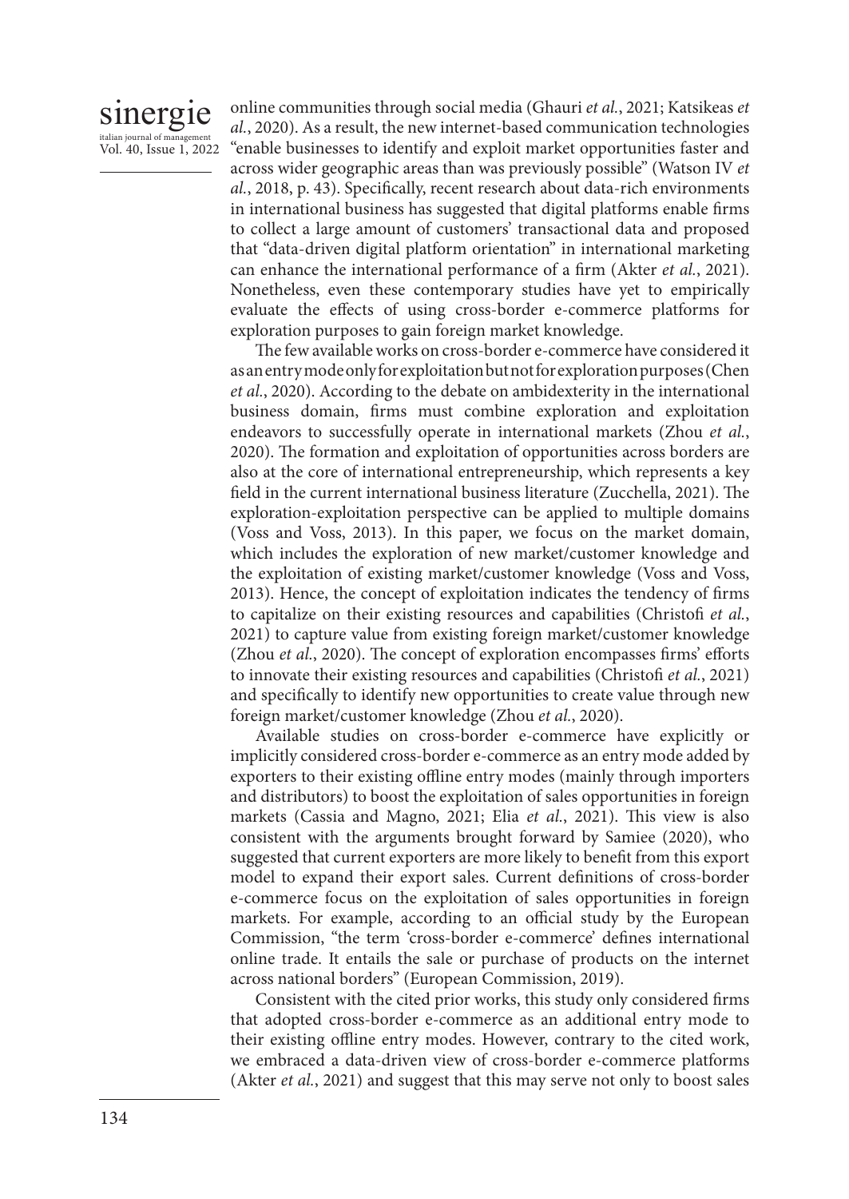online communities through social media (Ghauri *et al.*, 2021; Katsikeas *et al.*, 2020). As a result, the new internet-based communication technologies "enable businesses to identify and exploit market opportunities faster and across wider geographic areas than was previously possible" (Watson IV *et al.*, 2018, p. 43). Specifically, recent research about data-rich environments in international business has suggested that digital platforms enable firms to collect a large amount of customers' transactional data and proposed that "data-driven digital platform orientation" in international marketing can enhance the international performance of a firm (Akter *et al.*, 2021). Nonetheless, even these contemporary studies have yet to empirically evaluate the effects of using cross-border e-commerce platforms for exploration purposes to gain foreign market knowledge.

The few available works on cross-border e-commerce have considered it as an entry mode only for exploitation but not for exploration purposes (Chen *et al.*, 2020). According to the debate on ambidexterity in the international business domain, firms must combine exploration and exploitation endeavors to successfully operate in international markets (Zhou *et al.*, 2020). The formation and exploitation of opportunities across borders are also at the core of international entrepreneurship, which represents a key field in the current international business literature (Zucchella, 2021). The exploration-exploitation perspective can be applied to multiple domains (Voss and Voss, 2013). In this paper, we focus on the market domain, which includes the exploration of new market/customer knowledge and the exploitation of existing market/customer knowledge (Voss and Voss, 2013). Hence, the concept of exploitation indicates the tendency of firms to capitalize on their existing resources and capabilities (Christofi *et al.*, 2021) to capture value from existing foreign market/customer knowledge (Zhou *et al.*, 2020). The concept of exploration encompasses firms' efforts to innovate their existing resources and capabilities (Christofi *et al.*, 2021) and specifically to identify new opportunities to create value through new foreign market/customer knowledge (Zhou *et al.*, 2020).

Available studies on cross-border e-commerce have explicitly or implicitly considered cross-border e-commerce as an entry mode added by exporters to their existing offline entry modes (mainly through importers and distributors) to boost the exploitation of sales opportunities in foreign markets (Cassia and Magno, 2021; Elia *et al.*, 2021). This view is also consistent with the arguments brought forward by Samiee (2020), who suggested that current exporters are more likely to benefit from this export model to expand their export sales. Current definitions of cross-border e-commerce focus on the exploitation of sales opportunities in foreign markets. For example, according to an official study by the European Commission, "the term 'cross-border e-commerce' defines international online trade. It entails the sale or purchase of products on the internet across national borders" (European Commission, 2019).

Consistent with the cited prior works, this study only considered firms that adopted cross-border e-commerce as an additional entry mode to their existing offline entry modes. However, contrary to the cited work, we embraced a data-driven view of cross-border e-commerce platforms (Akter *et al.*, 2021) and suggest that this may serve not only to boost sales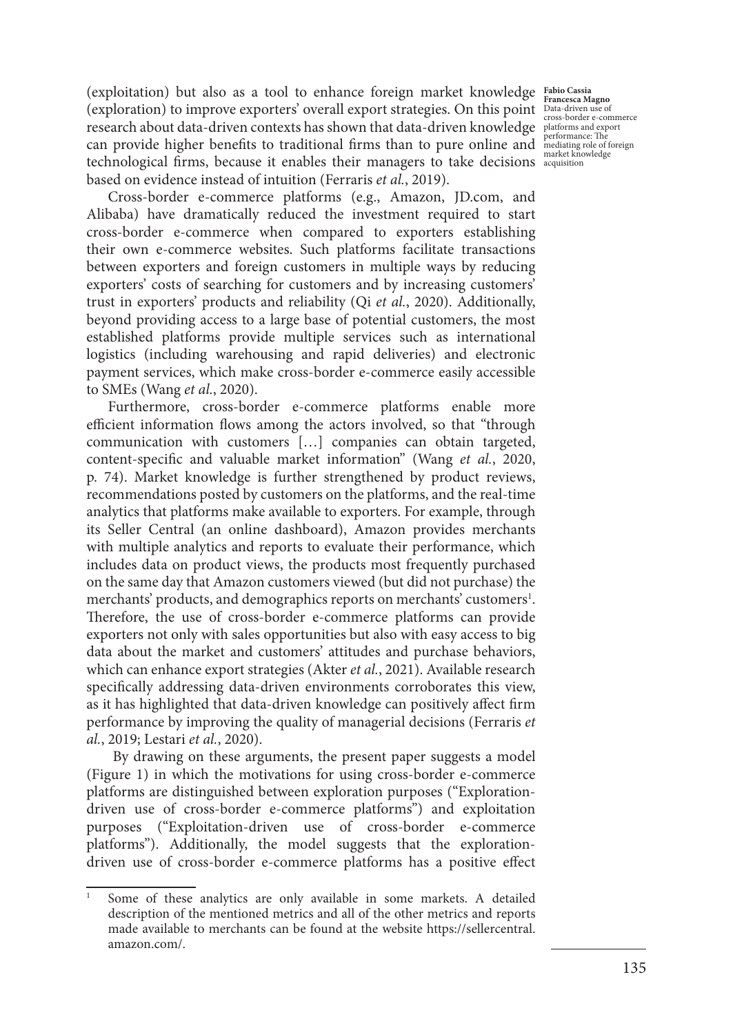(exploitation) but also as a tool to enhance foreign market knowledge (exploration) to improve exporters' overall export strategies. On this point research about data-driven contexts has shown that data-driven knowledge can provide higher benefits to traditional firms than to pure online and technological firms, because it enables their managers to take decisions based on evidence instead of intuition (Ferraris *et al.*, 2019).

Cross-border e-commerce platforms (e.g., Amazon, JD.com, and Alibaba) have dramatically reduced the investment required to start cross-border e-commerce when compared to exporters establishing their own e-commerce websites. Such platforms facilitate transactions between exporters and foreign customers in multiple ways by reducing exporters' costs of searching for customers and by increasing customers' trust in exporters' products and reliability (Qi *et al.*, 2020). Additionally, beyond providing access to a large base of potential customers, the most established platforms provide multiple services such as international logistics (including warehousing and rapid deliveries) and electronic payment services, which make cross-border e-commerce easily accessible to SMEs (Wang *et al.*, 2020).

Furthermore, cross-border e-commerce platforms enable more efficient information flows among the actors involved, so that "through communication with customers […] companies can obtain targeted, content-specific and valuable market information" (Wang *et al.*, 2020, p. 74). Market knowledge is further strengthened by product reviews, recommendations posted by customers on the platforms, and the real-time analytics that platforms make available to exporters. For example, through its Seller Central (an online dashboard), Amazon provides merchants with multiple analytics and reports to evaluate their performance, which includes data on product views, the products most frequently purchased on the same day that Amazon customers viewed (but did not purchase) the merchants' products, and demographics reports on merchants' customers[1]. Therefore, the use of cross-border e-commerce platforms can provide exporters not only with sales opportunities but also with easy access to big data about the market and customers' attitudes and purchase behaviors, which can enhance export strategies (Akter *et al.*, 2021). Available research specifically addressing data-driven environments corroborates this view, as it has highlighted that data-driven knowledge can positively affect firm performance by improving the quality of managerial decisions (Ferraris *et al.*, 2019; Lestari *et al.*, 2020).

By drawing on these arguments, the present paper suggests a model (Figure 1) in which the motivations for using cross-border e-commerce platforms are distinguished between exploration purposes ("Exploration-driven use of cross-border e-commerce platforms") and exploitation purposes ("Exploitation-driven use of cross-border e-commerce platforms"). Additionally, the model suggests that the exploration-driven use of cross-border e-commerce platforms has a positive effect

[1] Some of these analytics are only available in some markets. A detailed description of the mentioned metrics and all of the other metrics and reports made available to merchants can be found at the website https://sellercentral.amazon.com/.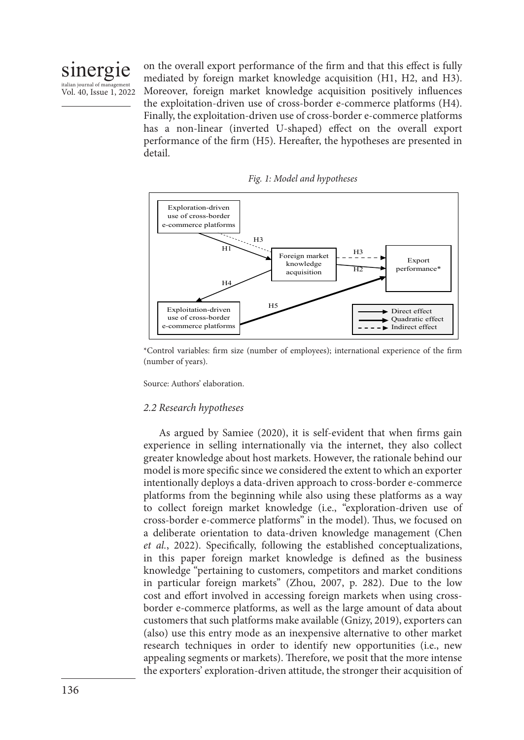on the overall export performance of the firm and that this effect is fully mediated by foreign market knowledge acquisition (H1, H2, and H3). Moreover, foreign market knowledge acquisition positively influences the exploitation-driven use of cross-border e-commerce platforms (H4). Finally, the exploitation-driven use of cross-border e-commerce platforms has a non-linear (inverted U-shaped) effect on the overall export performance of the firm (H5). Hereafter, the hypotheses are presented in detail.

*Fig. 1: Model and hypotheses*

Exploration-driven use of cross-border e-commerce platforms

H1

H3

Foreign market knowledge acquisition

H3

H2

Export performance*

H4

Exploitation-driven use of cross-border e-commerce platforms

H5

Direct effect
Quadratic effect
Indirect effect

*Control variables: firm size (number of employees); international experience of the firm (number of years).

Source: Authors' elaboration.

### 2.2 Research hypotheses

As argued by Samiee (2020), it is self-evident that when firms gain experience in selling internationally via the internet, they also collect greater knowledge about host markets. However, the rationale behind our model is more specific since we considered the extent to which an exporter intentionally deploys a data-driven approach to cross-border e-commerce platforms from the beginning while also using these platforms as a way to collect foreign market knowledge (i.e., "exploration-driven use of cross-border e-commerce platforms" in the model). Thus, we focused on a deliberate orientation to data-driven knowledge management (Chen *et al.*, 2022). Specifically, following the established conceptualizations, in this paper foreign market knowledge is defined as the business knowledge "pertaining to customers, competitors and market conditions in particular foreign markets" (Zhou, 2007, p. 282). Due to the low cost and effort involved in accessing foreign markets when using cross-border e-commerce platforms, as well as the large amount of data about customers that such platforms make available (Gnizy, 2019), exporters can (also) use this entry mode as an inexpensive alternative to other market research techniques in order to identify new opportunities (i.e., new appealing segments or markets). Therefore, we posit that the more intense the exporters' exploration-driven attitude, the stronger their acquisition of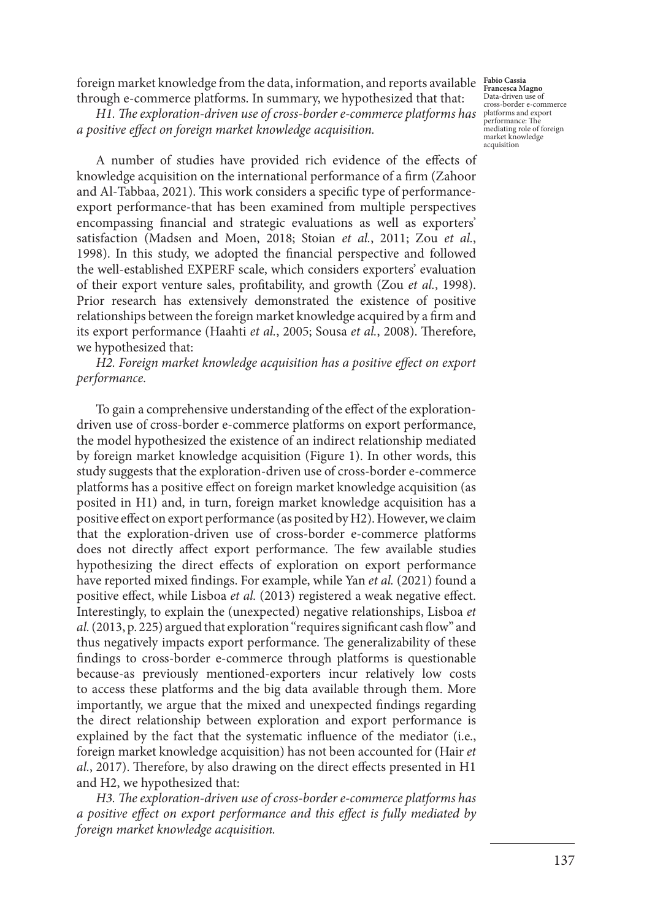foreign market knowledge from the data, information, and reports available through e-commerce platforms. In summary, we hypothesized that that:

*H1. The exploration-driven use of cross-border e-commerce platforms has a positive effect on foreign market knowledge acquisition.*

A number of studies have provided rich evidence of the effects of knowledge acquisition on the international performance of a firm (Zahoor and Al-Tabbaa, 2021). This work considers a specific type of performance-export performance-that has been examined from multiple perspectives encompassing financial and strategic evaluations as well as exporters' satisfaction (Madsen and Moen, 2018; Stoian *et al.*, 2011; Zou *et al.*, 1998). In this study, we adopted the financial perspective and followed the well-established EXPERF scale, which considers exporters' evaluation of their export venture sales, profitability, and growth (Zou *et al.*, 1998). Prior research has extensively demonstrated the existence of positive relationships between the foreign market knowledge acquired by a firm and its export performance (Haahti *et al.*, 2005; Sousa *et al.*, 2008). Therefore, we hypothesized that:

*H2. Foreign market knowledge acquisition has a positive effect on export performance.*

To gain a comprehensive understanding of the effect of the exploration-driven use of cross-border e-commerce platforms on export performance, the model hypothesized the existence of an indirect relationship mediated by foreign market knowledge acquisition (Figure 1). In other words, this study suggests that the exploration-driven use of cross-border e-commerce platforms has a positive effect on foreign market knowledge acquisition (as posited in H1) and, in turn, foreign market knowledge acquisition has a positive effect on export performance (as posited by H2). However, we claim that the exploration-driven use of cross-border e-commerce platforms does not directly affect export performance. The few available studies hypothesizing the direct effects of exploration on export performance have reported mixed findings. For example, while Yan *et al.* (2021) found a positive effect, while Lisboa *et al.* (2013) registered a weak negative effect. Interestingly, to explain the (unexpected) negative relationships, Lisboa *et al.* (2013, p. 225) argued that exploration "requires significant cash flow" and thus negatively impacts export performance. The generalizability of these findings to cross-border e-commerce through platforms is questionable because-as previously mentioned-exporters incur relatively low costs to access these platforms and the big data available through them. More importantly, we argue that the mixed and unexpected findings regarding the direct relationship between exploration and export performance is explained by the fact that the systematic influence of the mediator (i.e., foreign market knowledge acquisition) has not been accounted for (Hair *et al.*, 2017). Therefore, by also drawing on the direct effects presented in H1 and H2, we hypothesized that:

*H3. The exploration-driven use of cross-border e-commerce platforms has a positive effect on export performance and this effect is fully mediated by foreign market knowledge acquisition.*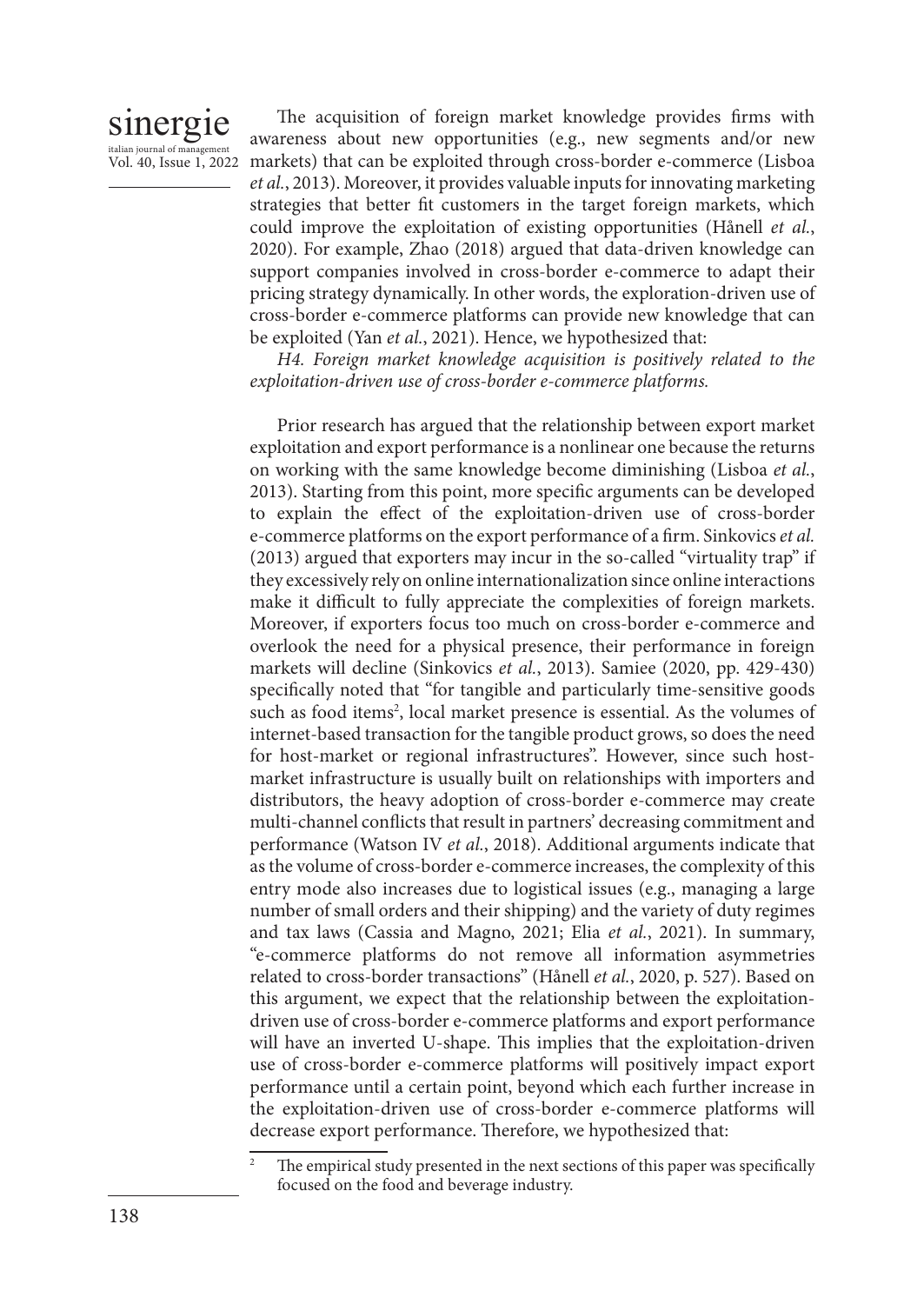The acquisition of foreign market knowledge provides firms with awareness about new opportunities (e.g., new segments and/or new markets) that can be exploited through cross-border e-commerce (Lisboa *et al.*, 2013). Moreover, it provides valuable inputs for innovating marketing strategies that better fit customers in the target foreign markets, which could improve the exploitation of existing opportunities (Hånell *et al.*, 2020). For example, Zhao (2018) argued that data-driven knowledge can support companies involved in cross-border e-commerce to adapt their pricing strategy dynamically. In other words, the exploration-driven use of cross-border e-commerce platforms can provide new knowledge that can be exploited (Yan *et al.*, 2021). Hence, we hypothesized that:

*H4. Foreign market knowledge acquisition is positively related to the exploitation-driven use of cross-border e-commerce platforms.*

Prior research has argued that the relationship between export market exploitation and export performance is a nonlinear one because the returns on working with the same knowledge become diminishing (Lisboa *et al.*, 2013). Starting from this point, more specific arguments can be developed to explain the effect of the exploitation-driven use of cross-border e-commerce platforms on the export performance of a firm. Sinkovics *et al.* (2013) argued that exporters may incur in the so-called "virtuality trap" if they excessively rely on online internationalization since online interactions make it difficult to fully appreciate the complexities of foreign markets. Moreover, if exporters focus too much on cross-border e-commerce and overlook the need for a physical presence, their performance in foreign markets will decline (Sinkovics *et al.*, 2013). Samiee (2020, pp. 429-430) specifically noted that "for tangible and particularly time-sensitive goods such as food items[2], local market presence is essential. As the volumes of internet-based transaction for the tangible product grows, so does the need for host-market or regional infrastructures". However, since such host-market infrastructure is usually built on relationships with importers and distributors, the heavy adoption of cross-border e-commerce may create multi-channel conflicts that result in partners' decreasing commitment and performance (Watson IV *et al.*, 2018). Additional arguments indicate that as the volume of cross-border e-commerce increases, the complexity of this entry mode also increases due to logistical issues (e.g., managing a large number of small orders and their shipping) and the variety of duty regimes and tax laws (Cassia and Magno, 2021; Elia *et al.*, 2021). In summary, "e-commerce platforms do not remove all information asymmetries related to cross-border transactions" (Hånell *et al.*, 2020, p. 527). Based on this argument, we expect that the relationship between the exploitation-driven use of cross-border e-commerce platforms and export performance will have an inverted U-shape. This implies that the exploitation-driven use of cross-border e-commerce platforms will positively impact export performance until a certain point, beyond which each further increase in the exploitation-driven use of cross-border e-commerce platforms will decrease export performance. Therefore, we hypothesized that:

[2] The empirical study presented in the next sections of this paper was specifically focused on the food and beverage industry.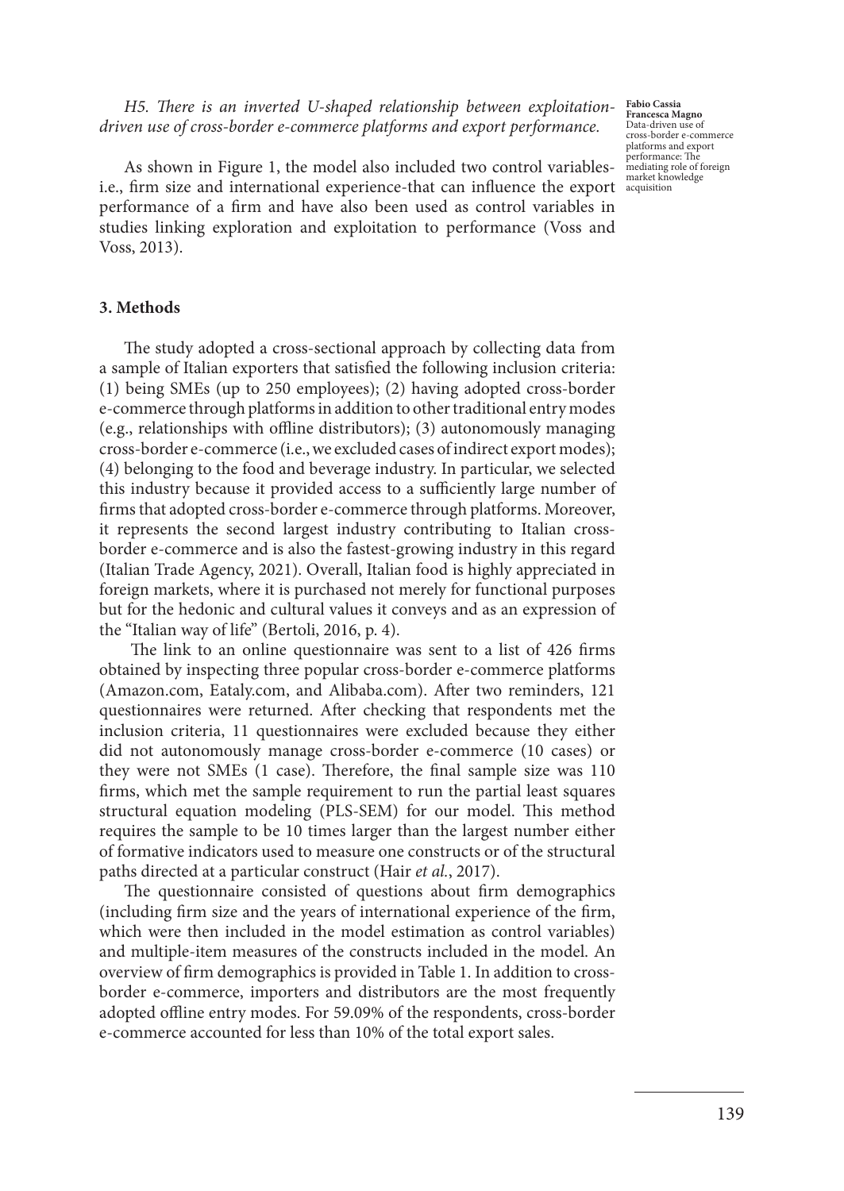*H5. There is an inverted U-shaped relationship between exploitation-driven use of cross-border e-commerce platforms and export performance.*

As shown in Figure 1, the model also included two control variables-i.e., firm size and international experience-that can influence the export performance of a firm and have also been used as control variables in studies linking exploration and exploitation to performance (Voss and Voss, 2013).

## 3. Methods

The study adopted a cross-sectional approach by collecting data from a sample of Italian exporters that satisfied the following inclusion criteria: (1) being SMEs (up to 250 employees); (2) having adopted cross-border e-commerce through platforms in addition to other traditional entry modes (e.g., relationships with offline distributors); (3) autonomously managing cross-border e-commerce (i.e., we excluded cases of indirect export modes); (4) belonging to the food and beverage industry. In particular, we selected this industry because it provided access to a sufficiently large number of firms that adopted cross-border e-commerce through platforms. Moreover, it represents the second largest industry contributing to Italian cross-border e-commerce and is also the fastest-growing industry in this regard (Italian Trade Agency, 2021). Overall, Italian food is highly appreciated in foreign markets, where it is purchased not merely for functional purposes but for the hedonic and cultural values it conveys and as an expression of the "Italian way of life" (Bertoli, 2016, p. 4).

The link to an online questionnaire was sent to a list of 426 firms obtained by inspecting three popular cross-border e-commerce platforms (Amazon.com, Eataly.com, and Alibaba.com). After two reminders, 121 questionnaires were returned. After checking that respondents met the inclusion criteria, 11 questionnaires were excluded because they either did not autonomously manage cross-border e-commerce (10 cases) or they were not SMEs (1 case). Therefore, the final sample size was 110 firms, which met the sample requirement to run the partial least squares structural equation modeling (PLS-SEM) for our model. This method requires the sample to be 10 times larger than the largest number either of formative indicators used to measure one constructs or of the structural paths directed at a particular construct (Hair *et al.*, 2017).

The questionnaire consisted of questions about firm demographics (including firm size and the years of international experience of the firm, which were then included in the model estimation as control variables) and multiple-item measures of the constructs included in the model. An overview of firm demographics is provided in Table 1. In addition to cross-border e-commerce, importers and distributors are the most frequently adopted offline entry modes. For 59.09% of the respondents, cross-border e-commerce accounted for less than 10% of the total export sales.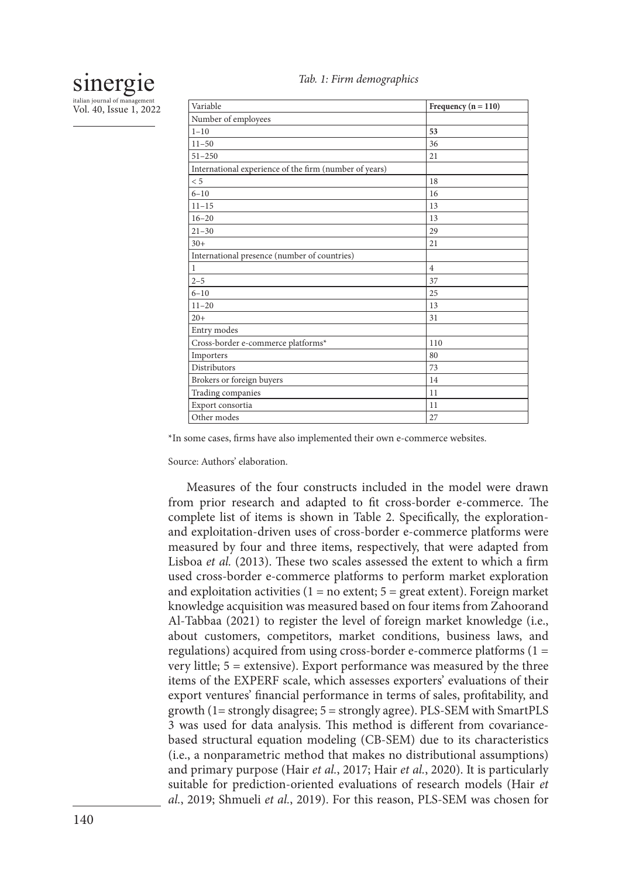*Tab. 1: Firm demographics*

| Variable | **Frequency (n = 110)** |
|---|---|
| Number of employees | |
| 1–10 | **53** |
| 11–50 | 36 |
| 51–250 | 21 |
| International experience of the firm (number of years) | |
| < 5 | 18 |
| 6–10 | 16 |
| 11–15 | 13 |
| 16–20 | 13 |
| 21–30 | 29 |
| 30+ | 21 |
| International presence (number of countries) | |
| 1 | 4 |
| 2–5 | 37 |
| 6–10 | 25 |
| 11–20 | 13 |
| 20+ | 31 |
| Entry modes | |
| Cross-border e-commerce platforms* | 110 |
| Importers | 80 |
| Distributors | 73 |
| Brokers or foreign buyers | 14 |
| Trading companies | 11 |
| Export consortia | 11 |
| Other modes | 27 |

*In some cases, firms have also implemented their own e-commerce websites.

Source: Authors' elaboration.

Measures of the four constructs included in the model were drawn from prior research and adapted to fit cross-border e-commerce. The complete list of items is shown in Table 2. Specifically, the exploration- and exploitation-driven uses of cross-border e-commerce platforms were measured by four and three items, respectively, that were adapted from Lisboa *et al.* (2013). These two scales assessed the extent to which a firm used cross-border e-commerce platforms to perform market exploration and exploitation activities (1 = no extent; 5 = great extent). Foreign market knowledge acquisition was measured based on four items from Zahoorand Al-Tabbaa (2021) to register the level of foreign market knowledge (i.e., about customers, competitors, market conditions, business laws, and regulations) acquired from using cross-border e-commerce platforms (1 = very little; 5 = extensive). Export performance was measured by the three items of the EXPERF scale, which assesses exporters' evaluations of their export ventures' financial performance in terms of sales, profitability, and growth (1= strongly disagree; 5 = strongly agree). PLS-SEM with SmartPLS 3 was used for data analysis. This method is different from covariance-based structural equation modeling (CB-SEM) due to its characteristics (i.e., a nonparametric method that makes no distributional assumptions) and primary purpose (Hair *et al.*, 2017; Hair *et al.*, 2020). It is particularly suitable for prediction-oriented evaluations of research models (Hair *et al.*, 2019; Shmueli *et al.*, 2019). For this reason, PLS-SEM was chosen for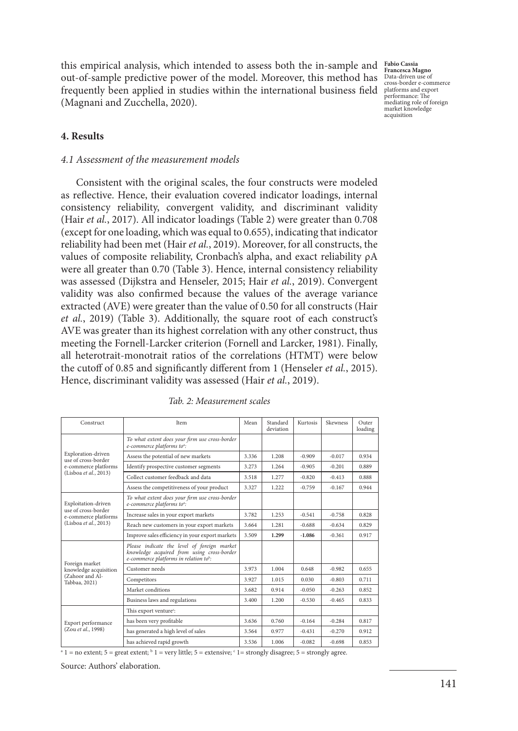this empirical analysis, which intended to assess both the in-sample and out-of-sample predictive power of the model. Moreover, this method has frequently been applied in studies within the international business field (Magnani and Zucchella, 2020).

## 4. Results

### *4.1 Assessment of the measurement models*

Consistent with the original scales, the four constructs were modeled as reflective. Hence, their evaluation covered indicator loadings, internal consistency reliability, convergent validity, and discriminant validity (Hair *et al.*, 2017). All indicator loadings (Table 2) were greater than 0.708 (except for one loading, which was equal to 0.655), indicating that indicator reliability had been met (Hair *et al.*, 2019). Moreover, for all constructs, the values of composite reliability, Cronbach's alpha, and exact reliability ρA were all greater than 0.70 (Table 3). Hence, internal consistency reliability was assessed (Dijkstra and Henseler, 2015; Hair *et al.*, 2019). Convergent validity was also confirmed because the values of the average variance extracted (AVE) were greater than the value of 0.50 for all constructs (Hair *et al.*, 2019) (Table 3). Additionally, the square root of each construct's AVE was greater than its highest correlation with any other construct, thus meeting the Fornell-Larcker criterion (Fornell and Larcker, 1981). Finally, all heterotrait-monotrait ratios of the correlations (HTMT) were below the cutoff of 0.85 and significantly different from 1 (Henseler *et al.*, 2015). Hence, discriminant validity was assessed (Hair *et al.*, 2019).

*Tab. 2: Measurement scales*

| Construct | Item | Mean | Standard deviation | Kurtosis | Skewness | Outer loading |
|---|---|---|---|---|---|---|
| Exploration-driven use of cross-border e-commerce platforms (Lisboa *et al.*, 2013) | *To what extent does your firm use cross-border e-commerce platforms to[a]:* | | | | | |
| | Assess the potential of new markets | 3.336 | 1.208 | -0.909 | -0.017 | 0.934 |
| | Identify prospective customer segments | 3.273 | 1.264 | -0.905 | -0.201 | 0.889 |
| | Collect customer feedback and data | 3.518 | 1.277 | -0.820 | -0.413 | 0.888 |
| | Assess the competitiveness of your product | 3.327 | 1.222 | -0.759 | -0.167 | 0.944 |
| Exploitation-driven use of cross-border e-commerce platforms (Lisboa *et al.*, 2013) | *To what extent does your firm use cross-border e-commerce platforms to[a]:* | | | | | |
| | Increase sales in your export markets | 3.782 | 1.253 | -0.541 | -0.758 | 0.828 |
| | Reach new customers in your export markets | 3.664 | 1.281 | -0.688 | -0.634 | 0.829 |
| | Improve sales efficiency in your export markets | 3.509 | **1.299** | **-1.086** | -0.361 | 0.917 |
| Foreign market knowledge acquisition (Zahoor and Al-Tabbaa, 2021) | *Please indicate the level of foreign market knowledge acquired from using cross-border e-commerce platforms in relation to[b]:* | | | | | |
| | Customer needs | 3.973 | 1.004 | 0.648 | -0.982 | 0.655 |
| | Competitors | 3.927 | 1.015 | 0.030 | -0.803 | 0.711 |
| | Market conditions | 3.682 | 0.914 | -0.050 | -0.263 | 0.852 |
| | Business laws and regulations | 3.400 | 1.200 | -0.530 | -0.465 | 0.833 |
| Export performance (Zou *et al.*, 1998) | This export venture[c]: | | | | | |
| | has been very profitable | 3.636 | 0.760 | -0.164 | -0.284 | 0.817 |
| | has generated a high level of sales | 3.564 | 0.977 | -0.431 | -0.270 | 0.912 |
| | has achieved rapid growth | 3.536 | 1.006 | -0.082 | -0.698 | 0.853 |

[a] 1 = no extent; 5 = great extent; [b] 1 = very little; 5 = extensive; [c] 1= strongly disagree; 5 = strongly agree.

Source: Authors' elaboration.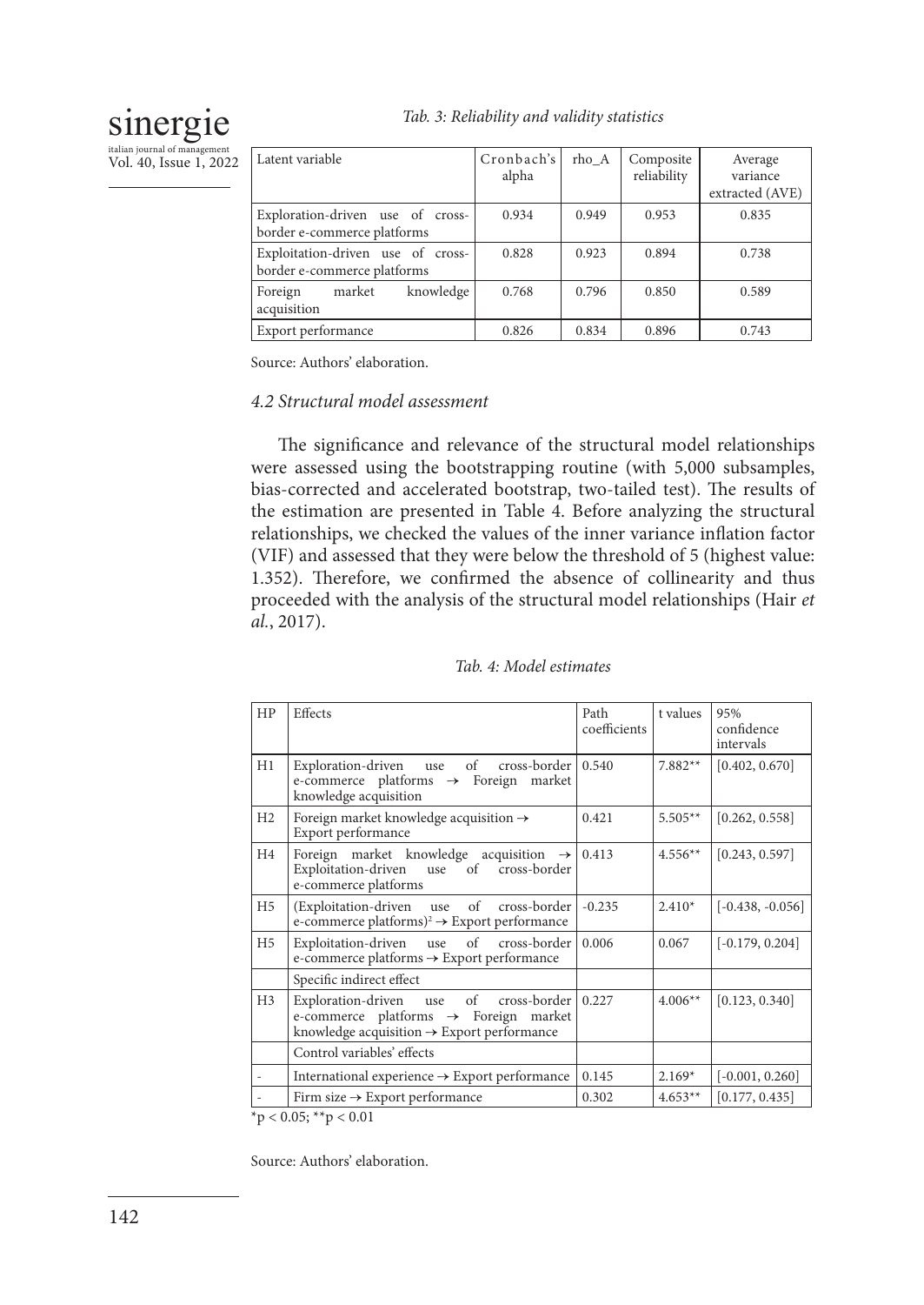*Tab. 3: Reliability and validity statistics*

| Latent variable | Cronbach's alpha | rho_A | Composite reliability | Average variance extracted (AVE) |
|---|---|---|---|---|
| Exploration-driven use of cross-border e-commerce platforms | 0.934 | 0.949 | 0.953 | 0.835 |
| Exploitation-driven use of cross-border e-commerce platforms | 0.828 | 0.923 | 0.894 | 0.738 |
| Foreign market knowledge acquisition | 0.768 | 0.796 | 0.850 | 0.589 |
| Export performance | 0.826 | 0.834 | 0.896 | 0.743 |

Source: Authors' elaboration.

### *4.2 Structural model assessment*

The significance and relevance of the structural model relationships were assessed using the bootstrapping routine (with 5,000 subsamples, bias-corrected and accelerated bootstrap, two-tailed test). The results of the estimation are presented in Table 4. Before analyzing the structural relationships, we checked the values of the inner variance inflation factor (VIF) and assessed that they were below the threshold of 5 (highest value: 1.352). Therefore, we confirmed the absence of collinearity and thus proceeded with the analysis of the structural model relationships (Hair *et al.*, 2017).

*Tab. 4: Model estimates*

| HP | Effects | Path coefficients | t values | 95% confidence intervals |
|---|---|---|---|---|
| H1 | Exploration-driven use of cross-border e-commerce platforms → Foreign market knowledge acquisition | 0.540 | 7.882** | [0.402, 0.670] |
| H2 | Foreign market knowledge acquisition → Export performance | 0.421 | 5.505** | [0.262, 0.558] |
| H4 | Foreign market knowledge acquisition → Exploitation-driven use of cross-border e-commerce platforms | 0.413 | 4.556** | [0.243, 0.597] |
| H5 | (Exploitation-driven use of cross-border e-commerce platforms)$^2$ → Export performance | -0.235 | 2.410* | [-0.438, -0.056] |
| H5 | Exploitation-driven use of cross-border e-commerce platforms → Export performance | 0.006 | 0.067 | [-0.179, 0.204] |
| | Specific indirect effect | | | |
| H3 | Exploration-driven use of cross-border e-commerce platforms → Foreign market knowledge acquisition → Export performance | 0.227 | 4.006** | [0.123, 0.340] |
| | Control variables' effects | | | |
| - | International experience → Export performance | 0.145 | 2.169* | [-0.001, 0.260] |
| - | Firm size → Export performance | 0.302 | 4.653** | [0.177, 0.435] |

*$p < 0.05$; **$p < 0.01$

Source: Authors' elaboration.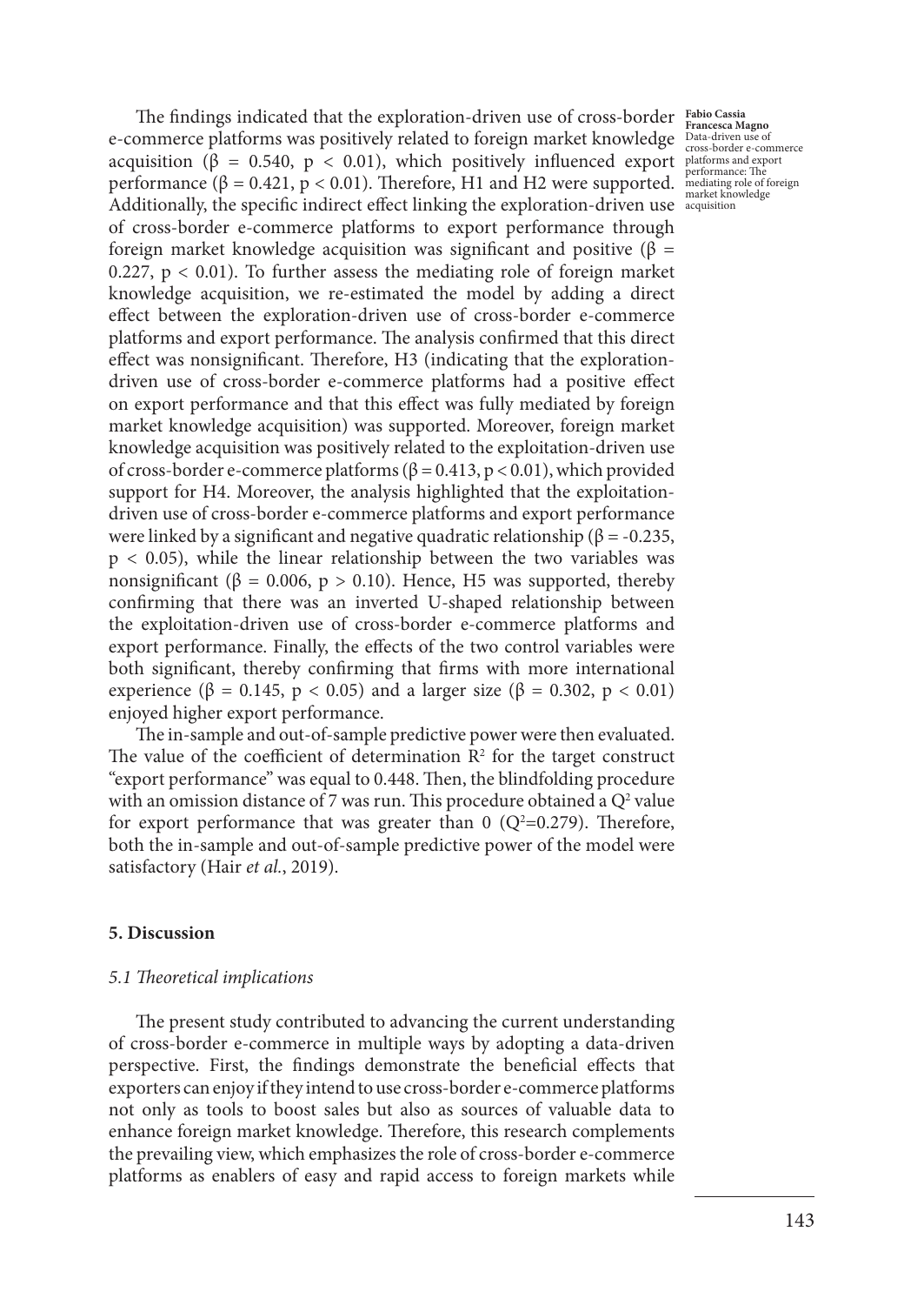The findings indicated that the exploration-driven use of cross-border e-commerce platforms was positively related to foreign market knowledge acquisition ($\beta = 0.540$, $p < 0.01$), which positively influenced export performance ($\beta = 0.421$, $p < 0.01$). Therefore, H1 and H2 were supported. Additionally, the specific indirect effect linking the exploration-driven use of cross-border e-commerce platforms to export performance through foreign market knowledge acquisition was significant and positive ($\beta = 0.227$, $p < 0.01$). To further assess the mediating role of foreign market knowledge acquisition, we re-estimated the model by adding a direct effect between the exploration-driven use of cross-border e-commerce platforms and export performance. The analysis confirmed that this direct effect was nonsignificant. Therefore, H3 (indicating that the exploration-driven use of cross-border e-commerce platforms had a positive effect on export performance and that this effect was fully mediated by foreign market knowledge acquisition) was supported. Moreover, foreign market knowledge acquisition was positively related to the exploitation-driven use of cross-border e-commerce platforms ($\beta = 0.413$, $p < 0.01$), which provided support for H4. Moreover, the analysis highlighted that the exploitation-driven use of cross-border e-commerce platforms and export performance were linked by a significant and negative quadratic relationship ($\beta = -0.235$, $p < 0.05$), while the linear relationship between the two variables was nonsignificant ($\beta = 0.006$, $p > 0.10$). Hence, H5 was supported, thereby confirming that there was an inverted U-shaped relationship between the exploitation-driven use of cross-border e-commerce platforms and export performance. Finally, the effects of the two control variables were both significant, thereby confirming that firms with more international experience ($\beta = 0.145$, $p < 0.05$) and a larger size ($\beta = 0.302$, $p < 0.01$) enjoyed higher export performance.

The in-sample and out-of-sample predictive power were then evaluated. The value of the coefficient of determination $R^2$ for the target construct "export performance" was equal to 0.448. Then, the blindfolding procedure with an omission distance of 7 was run. This procedure obtained a $Q^2$ value for export performance that was greater than 0 ($Q^2$=0.279). Therefore, both the in-sample and out-of-sample predictive power of the model were satisfactory (Hair *et al.*, 2019).

## 5. Discussion

### *5.1 Theoretical implications*

The present study contributed to advancing the current understanding of cross-border e-commerce in multiple ways by adopting a data-driven perspective. First, the findings demonstrate the beneficial effects that exporters can enjoy if they intend to use cross-border e-commerce platforms not only as tools to boost sales but also as sources of valuable data to enhance foreign market knowledge. Therefore, this research complements the prevailing view, which emphasizes the role of cross-border e-commerce platforms as enablers of easy and rapid access to foreign markets while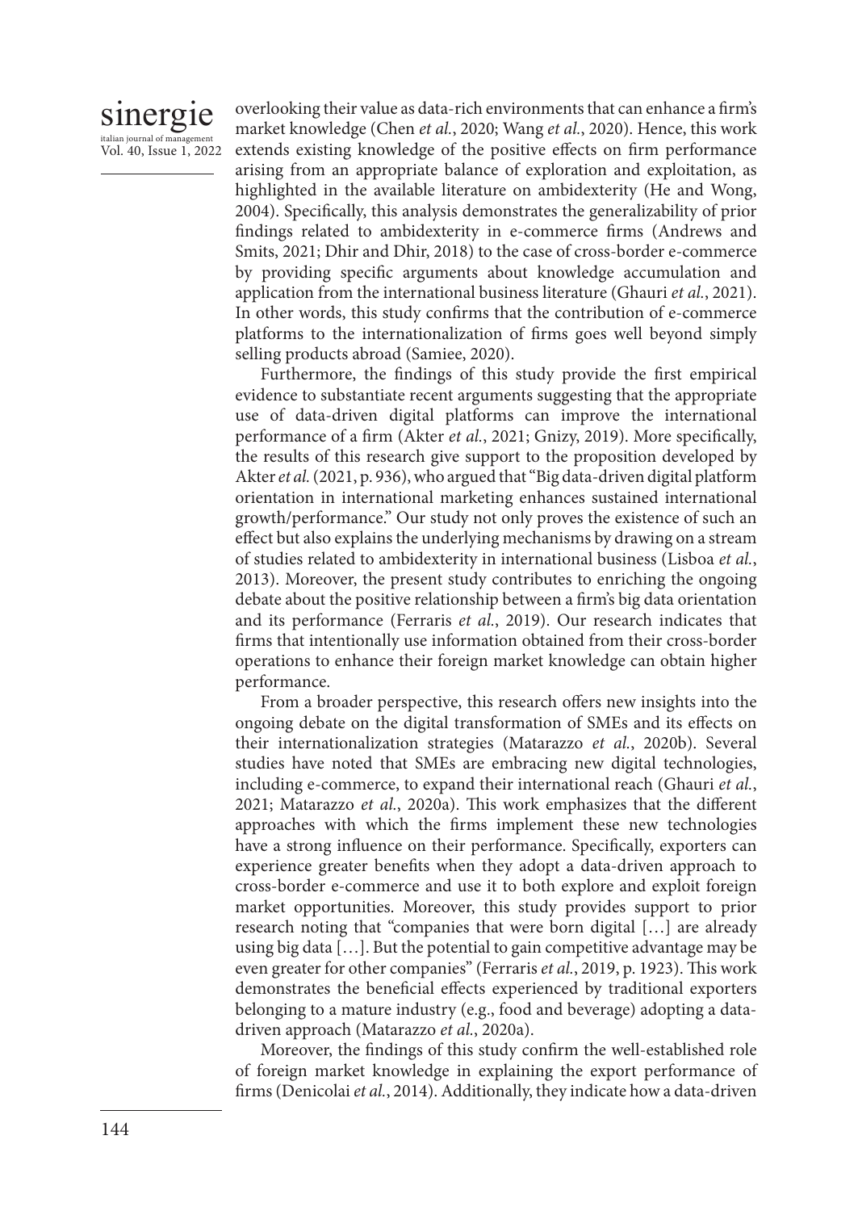overlooking their value as data-rich environments that can enhance a firm's market knowledge (Chen *et al.*, 2020; Wang *et al.*, 2020). Hence, this work extends existing knowledge of the positive effects on firm performance arising from an appropriate balance of exploration and exploitation, as highlighted in the available literature on ambidexterity (He and Wong, 2004). Specifically, this analysis demonstrates the generalizability of prior findings related to ambidexterity in e-commerce firms (Andrews and Smits, 2021; Dhir and Dhir, 2018) to the case of cross-border e-commerce by providing specific arguments about knowledge accumulation and application from the international business literature (Ghauri *et al.*, 2021). In other words, this study confirms that the contribution of e-commerce platforms to the internationalization of firms goes well beyond simply selling products abroad (Samiee, 2020).

Furthermore, the findings of this study provide the first empirical evidence to substantiate recent arguments suggesting that the appropriate use of data-driven digital platforms can improve the international performance of a firm (Akter *et al.*, 2021; Gnizy, 2019). More specifically, the results of this research give support to the proposition developed by Akter *et al.* (2021, p. 936), who argued that "Big data-driven digital platform orientation in international marketing enhances sustained international growth/performance." Our study not only proves the existence of such an effect but also explains the underlying mechanisms by drawing on a stream of studies related to ambidexterity in international business (Lisboa *et al.*, 2013). Moreover, the present study contributes to enriching the ongoing debate about the positive relationship between a firm's big data orientation and its performance (Ferraris *et al.*, 2019). Our research indicates that firms that intentionally use information obtained from their cross-border operations to enhance their foreign market knowledge can obtain higher performance.

From a broader perspective, this research offers new insights into the ongoing debate on the digital transformation of SMEs and its effects on their internationalization strategies (Matarazzo *et al.*, 2020b). Several studies have noted that SMEs are embracing new digital technologies, including e-commerce, to expand their international reach (Ghauri *et al.*, 2021; Matarazzo *et al.*, 2020a). This work emphasizes that the different approaches with which the firms implement these new technologies have a strong influence on their performance. Specifically, exporters can experience greater benefits when they adopt a data-driven approach to cross-border e-commerce and use it to both explore and exploit foreign market opportunities. Moreover, this study provides support to prior research noting that "companies that were born digital […] are already using big data […]. But the potential to gain competitive advantage may be even greater for other companies" (Ferraris *et al.*, 2019, p. 1923). This work demonstrates the beneficial effects experienced by traditional exporters belonging to a mature industry (e.g., food and beverage) adopting a data-driven approach (Matarazzo *et al.*, 2020a).

Moreover, the findings of this study confirm the well-established role of foreign market knowledge in explaining the export performance of firms (Denicolai *et al.*, 2014). Additionally, they indicate how a data-driven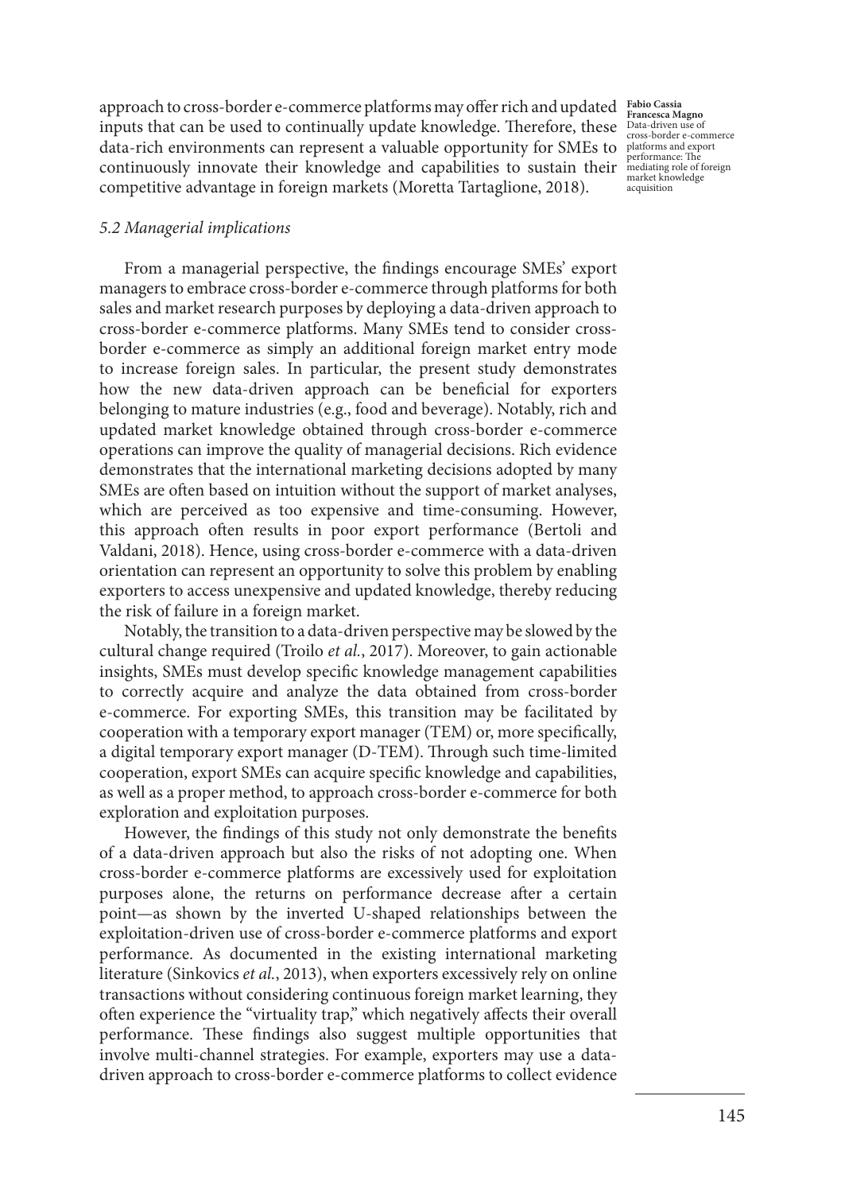approach to cross-border e-commerce platforms may offer rich and updated inputs that can be used to continually update knowledge. Therefore, these data-rich environments can represent a valuable opportunity for SMEs to continuously innovate their knowledge and capabilities to sustain their competitive advantage in foreign markets (Moretta Tartaglione, 2018).

### *5.2 Managerial implications*

From a managerial perspective, the findings encourage SMEs' export managers to embrace cross-border e-commerce through platforms for both sales and market research purposes by deploying a data-driven approach to cross-border e-commerce platforms. Many SMEs tend to consider cross-border e-commerce as simply an additional foreign market entry mode to increase foreign sales. In particular, the present study demonstrates how the new data-driven approach can be beneficial for exporters belonging to mature industries (e.g., food and beverage). Notably, rich and updated market knowledge obtained through cross-border e-commerce operations can improve the quality of managerial decisions. Rich evidence demonstrates that the international marketing decisions adopted by many SMEs are often based on intuition without the support of market analyses, which are perceived as too expensive and time-consuming. However, this approach often results in poor export performance (Bertoli and Valdani, 2018). Hence, using cross-border e-commerce with a data-driven orientation can represent an opportunity to solve this problem by enabling exporters to access unexpensive and updated knowledge, thereby reducing the risk of failure in a foreign market.

Notably, the transition to a data-driven perspective may be slowed by the cultural change required (Troilo *et al.*, 2017). Moreover, to gain actionable insights, SMEs must develop specific knowledge management capabilities to correctly acquire and analyze the data obtained from cross-border e-commerce. For exporting SMEs, this transition may be facilitated by cooperation with a temporary export manager (TEM) or, more specifically, a digital temporary export manager (D-TEM). Through such time-limited cooperation, export SMEs can acquire specific knowledge and capabilities, as well as a proper method, to approach cross-border e-commerce for both exploration and exploitation purposes.

However, the findings of this study not only demonstrate the benefits of a data-driven approach but also the risks of not adopting one. When cross-border e-commerce platforms are excessively used for exploitation purposes alone, the returns on performance decrease after a certain point—as shown by the inverted U-shaped relationships between the exploitation-driven use of cross-border e-commerce platforms and export performance. As documented in the existing international marketing literature (Sinkovics *et al.*, 2013), when exporters excessively rely on online transactions without considering continuous foreign market learning, they often experience the "virtuality trap," which negatively affects their overall performance. These findings also suggest multiple opportunities that involve multi-channel strategies. For example, exporters may use a data-driven approach to cross-border e-commerce platforms to collect evidence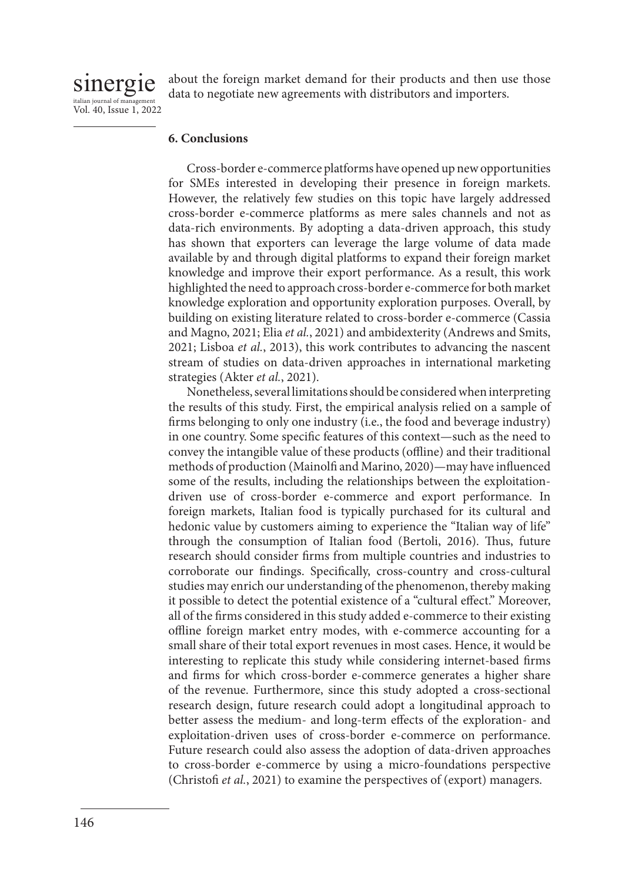about the foreign market demand for their products and then use those data to negotiate new agreements with distributors and importers.

## 6. Conclusions

Cross-border e-commerce platforms have opened up new opportunities for SMEs interested in developing their presence in foreign markets. However, the relatively few studies on this topic have largely addressed cross-border e-commerce platforms as mere sales channels and not as data-rich environments. By adopting a data-driven approach, this study has shown that exporters can leverage the large volume of data made available by and through digital platforms to expand their foreign market knowledge and improve their export performance. As a result, this work highlighted the need to approach cross-border e-commerce for both market knowledge exploration and opportunity exploration purposes. Overall, by building on existing literature related to cross-border e-commerce (Cassia and Magno, 2021; Elia *et al.*, 2021) and ambidexterity (Andrews and Smits, 2021; Lisboa *et al.*, 2013), this work contributes to advancing the nascent stream of studies on data-driven approaches in international marketing strategies (Akter *et al.*, 2021).

Nonetheless, several limitations should be considered when interpreting the results of this study. First, the empirical analysis relied on a sample of firms belonging to only one industry (i.e., the food and beverage industry) in one country. Some specific features of this context—such as the need to convey the intangible value of these products (offline) and their traditional methods of production (Mainolfi and Marino, 2020)—may have influenced some of the results, including the relationships between the exploitation-driven use of cross-border e-commerce and export performance. In foreign markets, Italian food is typically purchased for its cultural and hedonic value by customers aiming to experience the "Italian way of life" through the consumption of Italian food (Bertoli, 2016). Thus, future research should consider firms from multiple countries and industries to corroborate our findings. Specifically, cross-country and cross-cultural studies may enrich our understanding of the phenomenon, thereby making it possible to detect the potential existence of a "cultural effect." Moreover, all of the firms considered in this study added e-commerce to their existing offline foreign market entry modes, with e-commerce accounting for a small share of their total export revenues in most cases. Hence, it would be interesting to replicate this study while considering internet-based firms and firms for which cross-border e-commerce generates a higher share of the revenue. Furthermore, since this study adopted a cross-sectional research design, future research could adopt a longitudinal approach to better assess the medium- and long-term effects of the exploration- and exploitation-driven uses of cross-border e-commerce on performance. Future research could also assess the adoption of data-driven approaches to cross-border e-commerce by using a micro-foundations perspective (Christofi *et al.*, 2021) to examine the perspectives of (export) managers.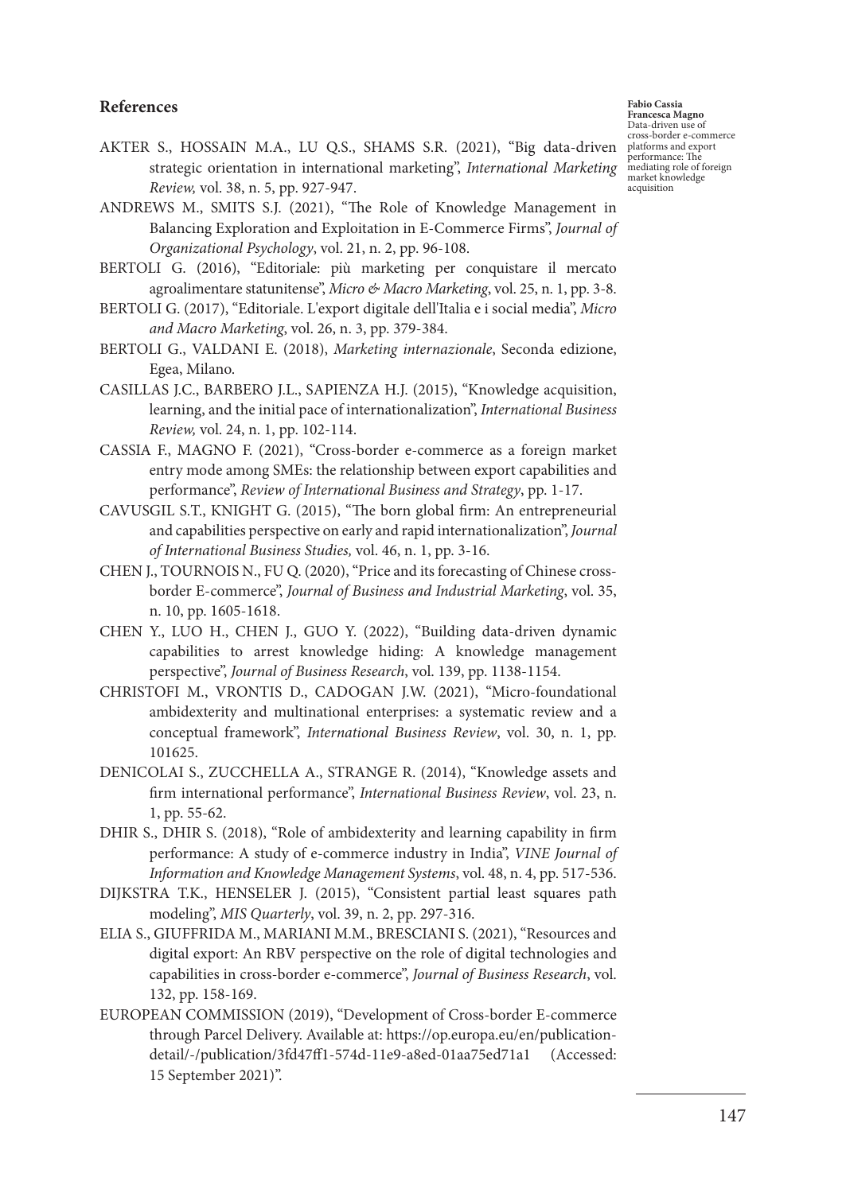## References

AKTER S., HOSSAIN M.A., LU Q.S., SHAMS S.R. (2021), "Big data-driven strategic orientation in international marketing", *International Marketing Review,* vol. 38, n. 5, pp. 927-947.

ANDREWS M., SMITS S.J. (2021), "The Role of Knowledge Management in Balancing Exploration and Exploitation in E-Commerce Firms", *Journal of Organizational Psychology*, vol. 21, n. 2, pp. 96-108.

BERTOLI G. (2016), "Editoriale: più marketing per conquistare il mercato agroalimentare statunitense", *Micro & Macro Marketing*, vol. 25, n. 1, pp. 3-8.

BERTOLI G. (2017), "Editoriale. L'export digitale dell'Italia e i social media", *Micro and Macro Marketing*, vol. 26, n. 3, pp. 379-384.

BERTOLI G., VALDANI E. (2018), *Marketing internazionale*, Seconda edizione, Egea, Milano.

CASILLAS J.C., BARBERO J.L., SAPIENZA H.J. (2015), "Knowledge acquisition, learning, and the initial pace of internationalization", *International Business Review,* vol. 24, n. 1, pp. 102-114.

CASSIA F., MAGNO F. (2021), "Cross-border e-commerce as a foreign market entry mode among SMEs: the relationship between export capabilities and performance", *Review of International Business and Strategy*, pp. 1-17.

CAVUSGIL S.T., KNIGHT G. (2015), "The born global firm: An entrepreneurial and capabilities perspective on early and rapid internationalization", *Journal of International Business Studies,* vol. 46, n. 1, pp. 3-16.

CHEN J., TOURNOIS N., FU Q. (2020), "Price and its forecasting of Chinese cross-border E-commerce", *Journal of Business and Industrial Marketing*, vol. 35, n. 10, pp. 1605-1618.

CHEN Y., LUO H., CHEN J., GUO Y. (2022), "Building data-driven dynamic capabilities to arrest knowledge hiding: A knowledge management perspective", *Journal of Business Research*, vol. 139, pp. 1138-1154.

CHRISTOFI M., VRONTIS D., CADOGAN J.W. (2021), "Micro-foundational ambidexterity and multinational enterprises: a systematic review and a conceptual framework", *International Business Review*, vol. 30, n. 1, pp. 101625.

DENICOLAI S., ZUCCHELLA A., STRANGE R. (2014), "Knowledge assets and firm international performance", *International Business Review*, vol. 23, n. 1, pp. 55-62.

DHIR S., DHIR S. (2018), "Role of ambidexterity and learning capability in firm performance: A study of e-commerce industry in India", *VINE Journal of Information and Knowledge Management Systems*, vol. 48, n. 4, pp. 517-536.

DIJKSTRA T.K., HENSELER J. (2015), "Consistent partial least squares path modeling", *MIS Quarterly*, vol. 39, n. 2, pp. 297-316.

ELIA S., GIUFFRIDA M., MARIANI M.M., BRESCIANI S. (2021), "Resources and digital export: An RBV perspective on the role of digital technologies and capabilities in cross-border e-commerce", *Journal of Business Research*, vol. 132, pp. 158-169.

EUROPEAN COMMISSION (2019), "Development of Cross-border E-commerce through Parcel Delivery. Available at: https://op.europa.eu/en/publication-detail/-/publication/3fd47ff1-574d-11e9-a8ed-01aa75ed71a1 (Accessed: 15 September 2021)".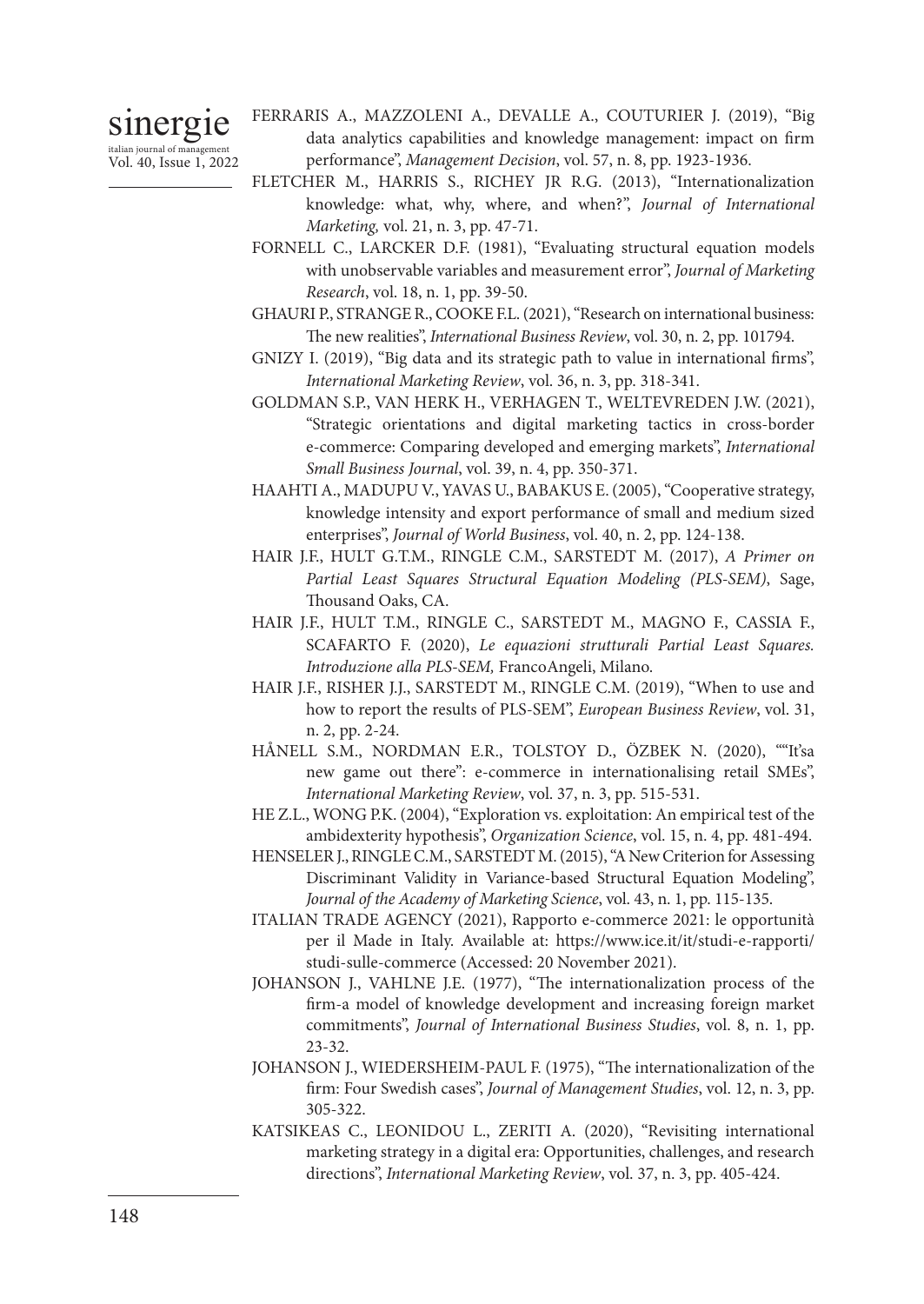FERRARIS A., MAZZOLENI A., DEVALLE A., COUTURIER J. (2019), "Big data analytics capabilities and knowledge management: impact on firm performance", *Management Decision*, vol. 57, n. 8, pp. 1923-1936.

FLETCHER M., HARRIS S., RICHEY JR R.G. (2013), "Internationalization knowledge: what, why, where, and when?", *Journal of International Marketing,* vol. 21, n. 3, pp. 47-71.

FORNELL C., LARCKER D.F. (1981), "Evaluating structural equation models with unobservable variables and measurement error", *Journal of Marketing Research*, vol. 18, n. 1, pp. 39-50.

GHAURI P., STRANGE R., COOKE F.L. (2021), "Research on international business: The new realities", *International Business Review*, vol. 30, n. 2, pp. 101794.

GNIZY I. (2019), "Big data and its strategic path to value in international firms", *International Marketing Review*, vol. 36, n. 3, pp. 318-341.

GOLDMAN S.P., VAN HERK H., VERHAGEN T., WELTEVREDEN J.W. (2021), "Strategic orientations and digital marketing tactics in cross-border e-commerce: Comparing developed and emerging markets", *International Small Business Journal*, vol. 39, n. 4, pp. 350-371.

HAAHTI A., MADUPU V., YAVAS U., BABAKUS E. (2005), "Cooperative strategy, knowledge intensity and export performance of small and medium sized enterprises", *Journal of World Business*, vol. 40, n. 2, pp. 124-138.

HAIR J.F., HULT G.T.M., RINGLE C.M., SARSTEDT M. (2017), *A Primer on Partial Least Squares Structural Equation Modeling (PLS-SEM)*, Sage, Thousand Oaks, CA.

HAIR J.F., HULT T.M., RINGLE C., SARSTEDT M., MAGNO F., CASSIA F., SCAFARTO F. (2020), *Le equazioni strutturali Partial Least Squares. Introduzione alla PLS-SEM,* FrancoAngeli, Milano.

HAIR J.F., RISHER J.J., SARSTEDT M., RINGLE C.M. (2019), "When to use and how to report the results of PLS-SEM", *European Business Review*, vol. 31, n. 2, pp. 2-24.

HÅNELL S.M., NORDMAN E.R., TOLSTOY D., ÖZBEK N. (2020), ""It'sa new game out there": e-commerce in internationalising retail SMEs", *International Marketing Review*, vol. 37, n. 3, pp. 515-531.

HE Z.L., WONG P.K. (2004), "Exploration vs. exploitation: An empirical test of the ambidexterity hypothesis", *Organization Science*, vol. 15, n. 4, pp. 481-494.

HENSELER J., RINGLE C.M., SARSTEDT M. (2015), "A New Criterion for Assessing Discriminant Validity in Variance-based Structural Equation Modeling", *Journal of the Academy of Marketing Science*, vol. 43, n. 1, pp. 115-135.

ITALIAN TRADE AGENCY (2021), Rapporto e-commerce 2021: le opportunità per il Made in Italy. Available at: https://www.ice.it/it/studi-e-rapporti/studi-sulle-commerce (Accessed: 20 November 2021).

JOHANSON J., VAHLNE J.E. (1977), "The internationalization process of the firm-a model of knowledge development and increasing foreign market commitments", *Journal of International Business Studies*, vol. 8, n. 1, pp. 23-32.

JOHANSON J., WIEDERSHEIM-PAUL F. (1975), "The internationalization of the firm: Four Swedish cases", *Journal of Management Studies*, vol. 12, n. 3, pp. 305-322.

KATSIKEAS C., LEONIDOU L., ZERITI A. (2020), "Revisiting international marketing strategy in a digital era: Opportunities, challenges, and research directions", *International Marketing Review*, vol. 37, n. 3, pp. 405-424.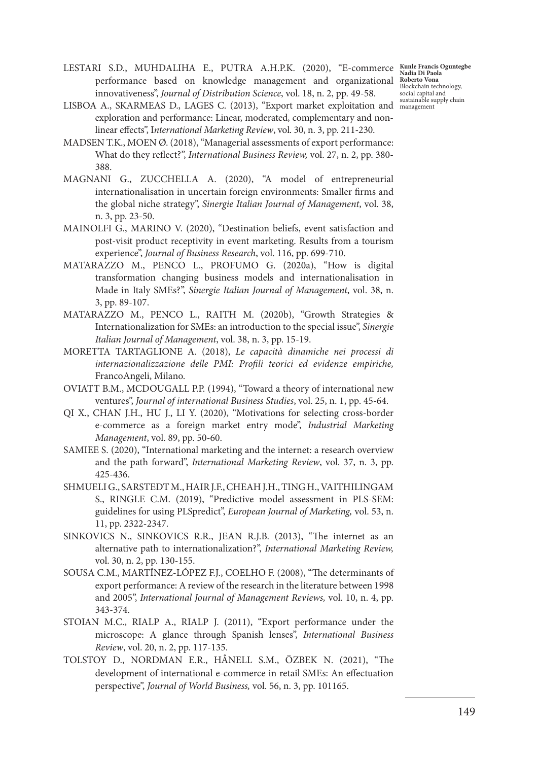LESTARI S.D., MUHDALIHA E., PUTRA A.H.P.K. (2020), "E-commerce performance based on knowledge management and organizational innovativeness", *Journal of Distribution Science*, vol. 18, n. 2, pp. 49-58.

LISBOA A., SKARMEAS D., LAGES C. (2013), "Export market exploitation and exploration and performance: Linear, moderated, complementary and non-linear effects", I*nternational Marketing Review*, vol. 30, n. 3, pp. 211-230.

MADSEN T.K., MOEN Ø. (2018), "Managerial assessments of export performance: What do they reflect?", *International Business Review,* vol. 27, n. 2, pp. 380-388.

MAGNANI G., ZUCCHELLA A. (2020), "A model of entrepreneurial internationalisation in uncertain foreign environments: Smaller firms and the global niche strategy", *Sinergie Italian Journal of Management*, vol. 38, n. 3, pp. 23-50.

MAINOLFI G., MARINO V. (2020), "Destination beliefs, event satisfaction and post-visit product receptivity in event marketing. Results from a tourism experience", *Journal of Business Research*, vol. 116, pp. 699-710.

MATARAZZO M., PENCO L., PROFUMO G. (2020a), "How is digital transformation changing business models and internationalisation in Made in Italy SMEs?", *Sinergie Italian Journal of Management*, vol. 38, n. 3, pp. 89-107.

MATARAZZO M., PENCO L., RAITH M. (2020b), "Growth Strategies & Internationalization for SMEs: an introduction to the special issue", *Sinergie Italian Journal of Management*, vol. 38, n. 3, pp. 15-19.

MORETTA TARTAGLIONE A. (2018), *Le capacità dinamiche nei processi di internazionalizzazione delle PMI: Profili teorici ed evidenze empiriche,* FrancoAngeli, Milano.

OVIATT B.M., MCDOUGALL P.P. (1994), "Toward a theory of international new ventures", *Journal of international Business Studies*, vol. 25, n. 1, pp. 45-64.

QI X., CHAN J.H., HU J., LI Y. (2020), "Motivations for selecting cross-border e-commerce as a foreign market entry mode", *Industrial Marketing Management*, vol. 89, pp. 50-60.

SAMIEE S. (2020), "International marketing and the internet: a research overview and the path forward", *International Marketing Review*, vol. 37, n. 3, pp. 425-436.

SHMUELI G., SARSTEDT M., HAIR J.F., CHEAH J.H., TING H., VAITHILINGAM S., RINGLE C.M. (2019), "Predictive model assessment in PLS-SEM: guidelines for using PLSpredict", *European Journal of Marketing,* vol. 53, n. 11, pp. 2322-2347.

SINKOVICS N., SINKOVICS R.R., JEAN R.J.B. (2013), "The internet as an alternative path to internationalization?", *International Marketing Review,* vol. 30, n. 2, pp. 130-155.

SOUSA C.M., MARTÍNEZ-LÓPEZ F.J., COELHO F. (2008), "The determinants of export performance: A review of the research in the literature between 1998 and 2005", *International Journal of Management Reviews,* vol. 10, n. 4, pp. 343-374.

STOIAN M.C., RIALP A., RIALP J. (2011), "Export performance under the microscope: A glance through Spanish lenses", *International Business Review*, vol. 20, n. 2, pp. 117-135.

TOLSTOY D., NORDMAN E.R., HÅNELL S.M., ÖZBEK N. (2021), "The development of international e-commerce in retail SMEs: An effectuation perspective", *Journal of World Business,* vol. 56, n. 3, pp. 101165.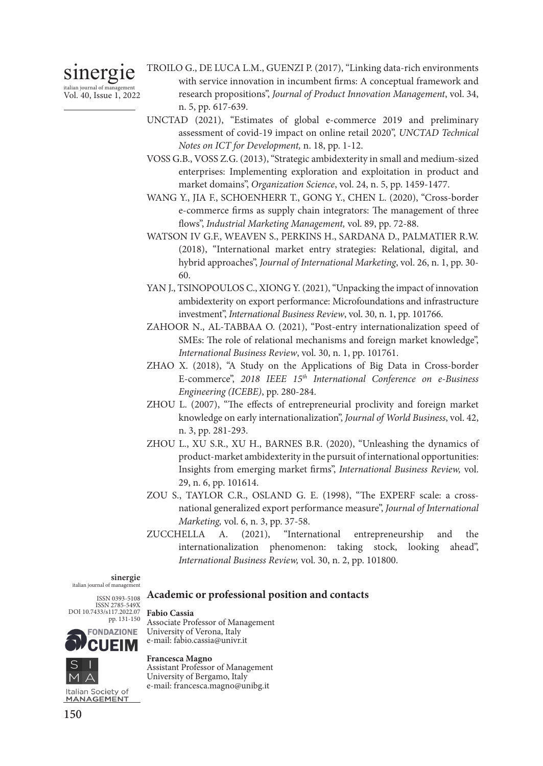TROILO G., DE LUCA L.M., GUENZI P. (2017), "Linking data-rich environments with service innovation in incumbent firms: A conceptual framework and research propositions", *Journal of Product Innovation Management*, vol. 34, n. 5, pp. 617-639.

UNCTAD (2021), "Estimates of global e-commerce 2019 and preliminary assessment of covid-19 impact on online retail 2020", *UNCTAD Technical Notes on ICT for Development,* n. 18, pp. 1-12.

VOSS G.B., VOSS Z.G. (2013), "Strategic ambidexterity in small and medium-sized enterprises: Implementing exploration and exploitation in product and market domains", *Organization Science*, vol. 24, n. 5, pp. 1459-1477.

WANG Y., JIA F., SCHOENHERR T., GONG Y., CHEN L. (2020), "Cross-border e-commerce firms as supply chain integrators: The management of three flows", *Industrial Marketing Management,* vol. 89, pp. 72-88.

WATSON IV G.F., WEAVEN S., PERKINS H., SARDANA D., PALMATIER R.W. (2018), "International market entry strategies: Relational, digital, and hybrid approaches", *Journal of International Marketing*, vol. 26, n. 1, pp. 30-60.

YAN J., TSINOPOULOS C., XIONG Y. (2021), "Unpacking the impact of innovation ambidexterity on export performance: Microfoundations and infrastructure investment", *International Business Review*, vol. 30, n. 1, pp. 101766.

ZAHOOR N., AL-TABBAA O. (2021), "Post-entry internationalization speed of SMEs: The role of relational mechanisms and foreign market knowledge", *International Business Review*, vol. 30, n. 1, pp. 101761.

ZHAO X. (2018), "A Study on the Applications of Big Data in Cross-border E-commerce", *2018 IEEE 15th International Conference on e-Business Engineering (ICEBE)*, pp. 280-284.

ZHOU L. (2007), "The effects of entrepreneurial proclivity and foreign market knowledge on early internationalization", *Journal of World Business*, vol. 42, n. 3, pp. 281-293.

ZHOU L., XU S.R., XU H., BARNES B.R. (2020), "Unleashing the dynamics of product-market ambidexterity in the pursuit of international opportunities: Insights from emerging market firms", *International Business Review,* vol. 29, n. 6, pp. 101614.

ZOU S., TAYLOR C.R., OSLAND G. E. (1998), "The EXPERF scale: a cross-national generalized export performance measure", *Journal of International Marketing,* vol. 6, n. 3, pp. 37-58.

ZUCCHELLA A. (2021), "International entrepreneurship and the internationalization phenomenon: taking stock, looking ahead", *International Business Review,* vol. 30, n. 2, pp. 101800.

## Academic or professional position and contacts

**Fabio Cassia**
Associate Professor of Management
University of Verona, Italy
e-mail: fabio.cassia@univr.it

**Francesca Magno**
Assistant Professor of Management
University of Bergamo, Italy
e-mail: francesca.magno@unibg.it